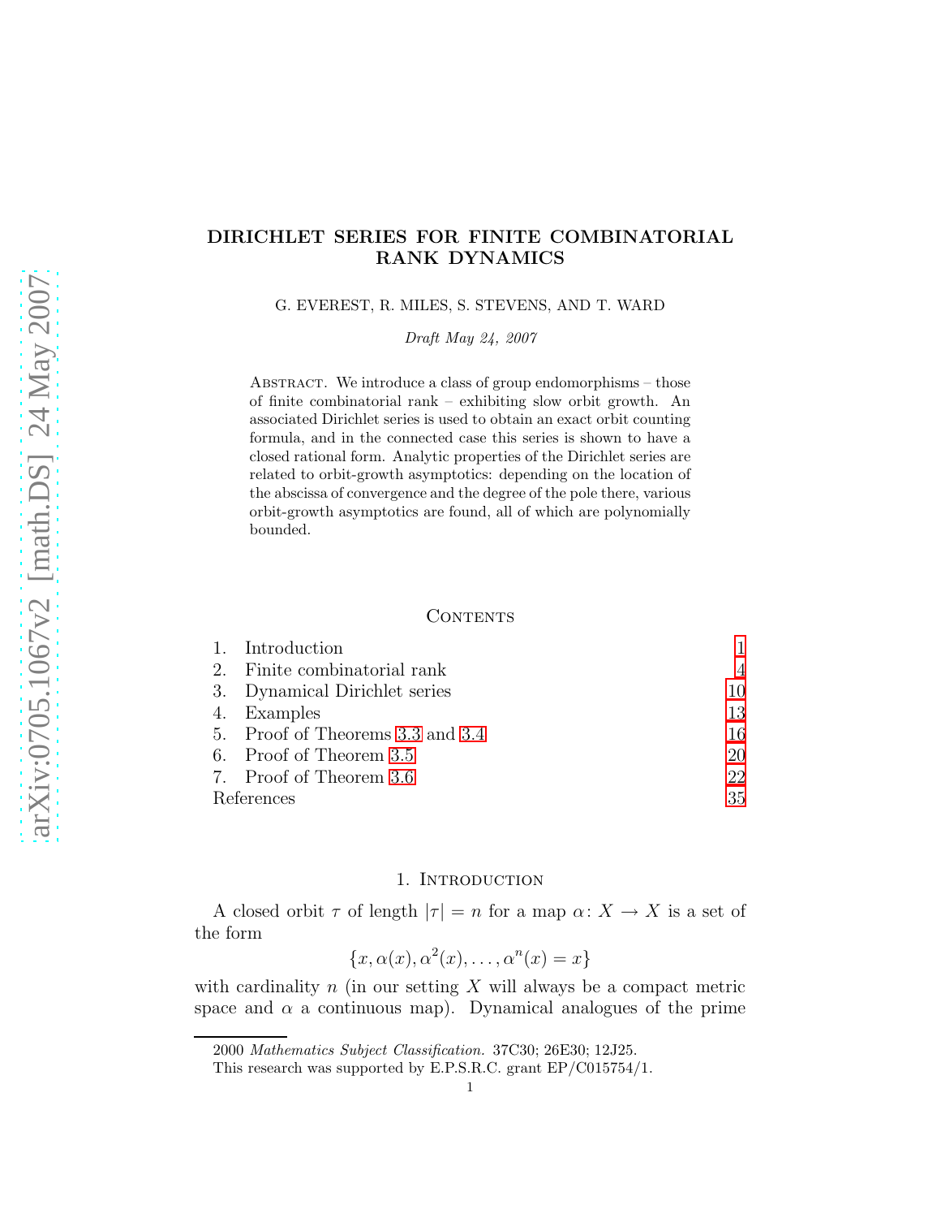# DIRICHLET SERIES FOR FINITE COMBINATORIAL RANK DYNAMICS

G. EVEREST, R. MILES, S. STEVENS, AND T. WARD

*Draft May 24, 2007*

Abstract. We introduce a class of group endomorphisms – those of finite combinatorial rank – exhibiting slow orbit growth. An associated Dirichlet series is used to obtain an exact orbit counting formula, and in the connected case this series is shown to have a closed rational form. Analytic properties of the Dirichlet series are related to orbit-growth asymptotics: depending on the location of the abscissa of convergence and the degree of the pole there, various orbit-growth asymptotics are found, all of which are polynomially bounded.

## Contents

1. Introduction — 1
2. Finite combinatorial rank — 4
3. Dynamical Dirichlet series — 10
4. Examples — 13
5. Proof of Theorems 3.3 and 3.4 — 16
6. Proof of Theorem 3.5 — 20
7. Proof of Theorem 3.6 — 22

References — 35

## 1. Introduction

A closed orbit $\tau$ of length $|\tau| = n$ for a map $\alpha\colon X \to X$ is a set of the form

$$\{x, \alpha(x), \alpha^2(x), \ldots, \alpha^n(x) = x\}$$

with cardinality $n$ (in our setting $X$ will always be a compact metric space and $\alpha$ a continuous map). Dynamical analogues of the prime

2000 *Mathematics Subject Classification.* 37C30; 26E30; 12J25.

This research was supported by E.P.S.R.C. grant EP/C015754/1.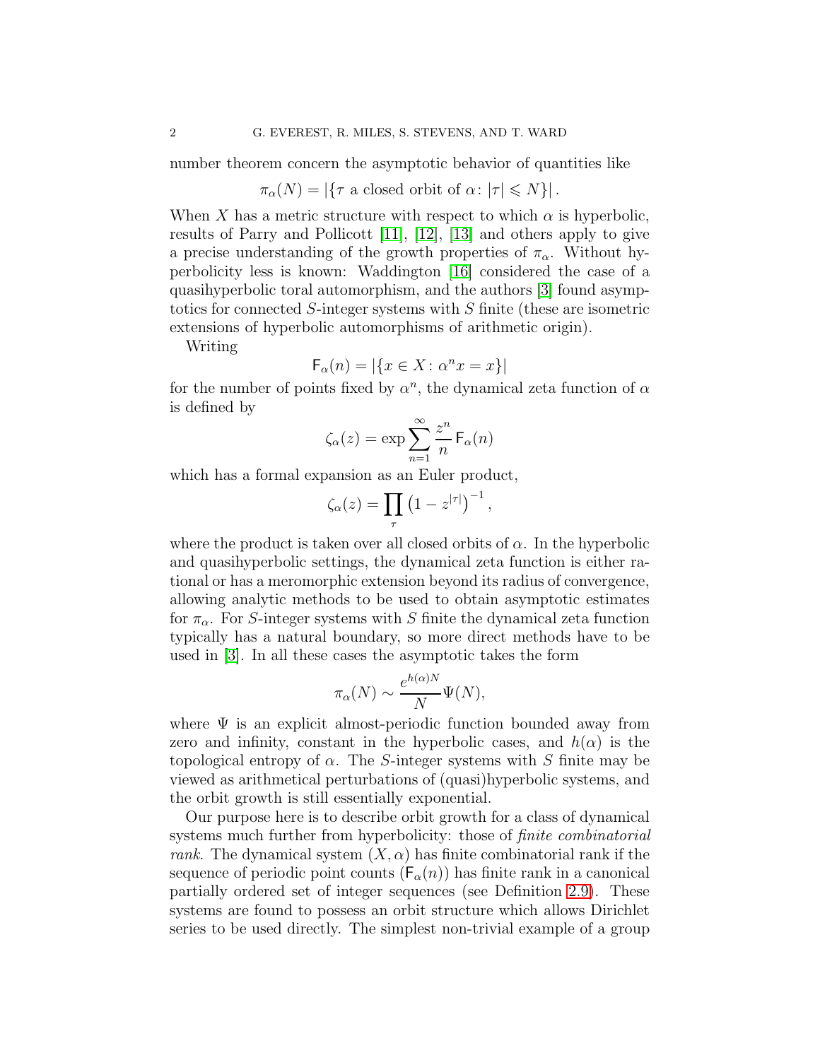number theorem concern the asymptotic behavior of quantities like

$$\pi_\alpha(N) = |\{\tau \text{ a closed orbit of } \alpha\colon |\tau| \leqslant N\}|.$$

When $X$ has a metric structure with respect to which $\alpha$ is hyperbolic, results of Parry and Pollicott [11], [12], [13] and others apply to give a precise understanding of the growth properties of $\pi_\alpha$. Without hyperbolicity less is known: Waddington [16] considered the case of a quasihyperbolic toral automorphism, and the authors [3] found asymptotics for connected $S$-integer systems with $S$ finite (these are isometric extensions of hyperbolic automorphisms of arithmetic origin).

Writing

$$\mathsf{F}_\alpha(n) = |\{x \in X\colon \alpha^n x = x\}|$$

for the number of points fixed by $\alpha^n$, the dynamical zeta function of $\alpha$ is defined by

$$\zeta_\alpha(z) = \exp \sum_{n=1}^{\infty} \frac{z^n}{n} \mathsf{F}_\alpha(n)$$

which has a formal expansion as an Euler product,

$$\zeta_\alpha(z) = \prod_\tau \left(1 - z^{|\tau|}\right)^{-1},$$

where the product is taken over all closed orbits of $\alpha$. In the hyperbolic and quasihyperbolic settings, the dynamical zeta function is either rational or has a meromorphic extension beyond its radius of convergence, allowing analytic methods to be used to obtain asymptotic estimates for $\pi_\alpha$. For $S$-integer systems with $S$ finite the dynamical zeta function typically has a natural boundary, so more direct methods have to be used in [3]. In all these cases the asymptotic takes the form

$$\pi_\alpha(N) \sim \frac{e^{h(\alpha)N}}{N} \Psi(N),$$

where $\Psi$ is an explicit almost-periodic function bounded away from zero and infinity, constant in the hyperbolic cases, and $h(\alpha)$ is the topological entropy of $\alpha$. The $S$-integer systems with $S$ finite may be viewed as arithmetical perturbations of (quasi)hyperbolic systems, and the orbit growth is still essentially exponential.

Our purpose here is to describe orbit growth for a class of dynamical systems much further from hyperbolicity: those of *finite combinatorial rank*. The dynamical system $(X, \alpha)$ has finite combinatorial rank if the sequence of periodic point counts $(\mathsf{F}_\alpha(n))$ has finite rank in a canonical partially ordered set of integer sequences (see Definition 2.9). These systems are found to possess an orbit structure which allows Dirichlet series to be used directly. The simplest non-trivial example of a group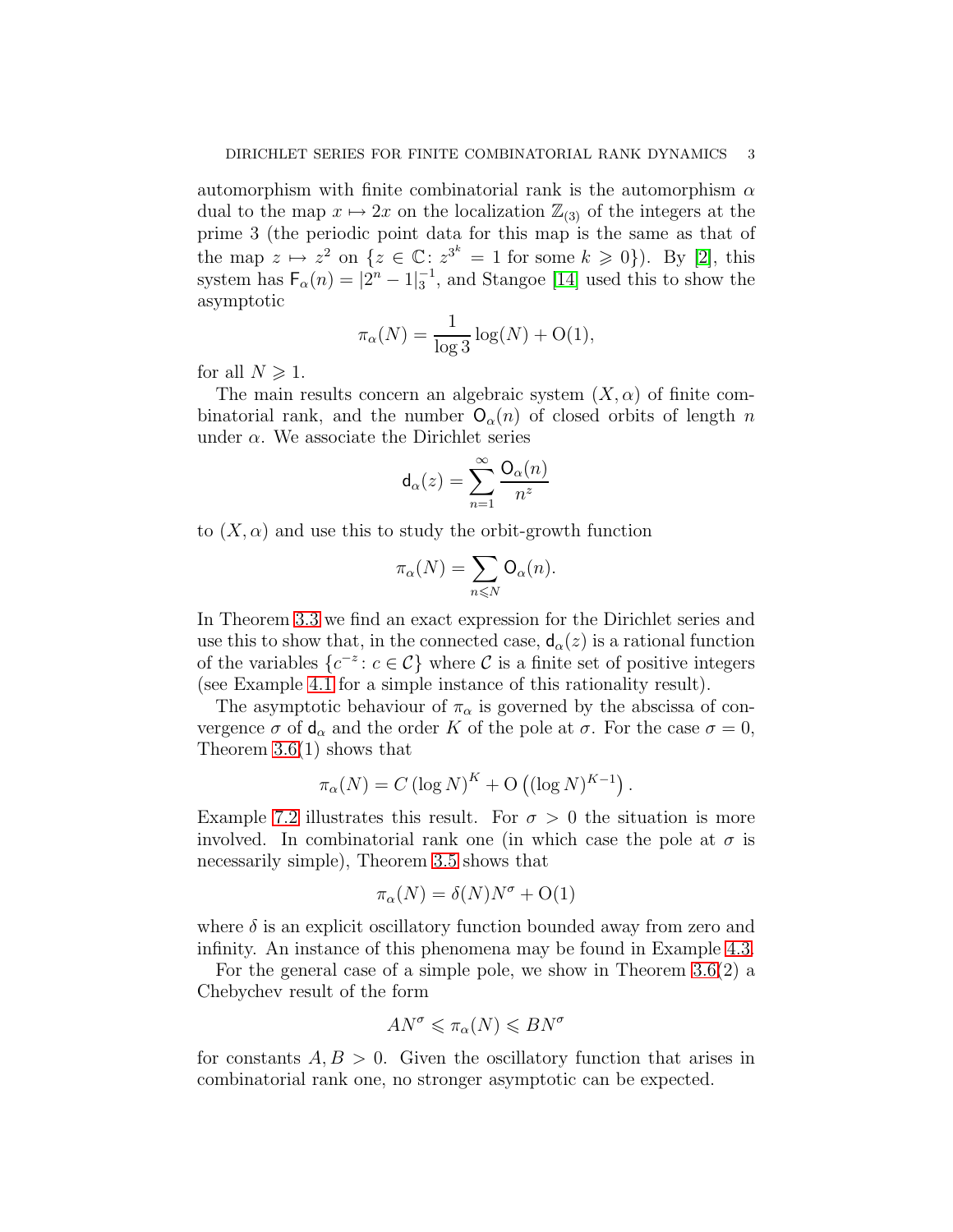automorphism with finite combinatorial rank is the automorphism $\alpha$ dual to the map $x \mapsto 2x$ on the localization $\mathbb{Z}_{(3)}$ of the integers at the prime 3 (the periodic point data for this map is the same as that of the map $z \mapsto z^2$ on $\{z \in \mathbb{C}\colon z^{3^k} = 1 \text{ for some } k \geqslant 0\}$). By [2], this system has $\mathsf{F}_\alpha(n) = |2^n - 1|_3^{-1}$, and Stangoe [14] used this to show the asymptotic

$$\pi_\alpha(N) = \frac{1}{\log 3}\log(N) + \mathrm{O}(1),$$

for all $N \geqslant 1$.

The main results concern an algebraic system $(X, \alpha)$ of finite combinatorial rank, and the number $\mathsf{O}_\alpha(n)$ of closed orbits of length $n$ under $\alpha$. We associate the Dirichlet series

$$\mathsf{d}_\alpha(z) = \sum_{n=1}^{\infty} \frac{\mathsf{O}_\alpha(n)}{n^z}$$

to $(X, \alpha)$ and use this to study the orbit-growth function

$$\pi_\alpha(N) = \sum_{n \leqslant N} \mathsf{O}_\alpha(n).$$

In Theorem 3.3 we find an exact expression for the Dirichlet series and use this to show that, in the connected case, $\mathsf{d}_\alpha(z)$ is a rational function of the variables $\{c^{-z}\colon c \in \mathcal{C}\}$ where $\mathcal{C}$ is a finite set of positive integers (see Example 4.1 for a simple instance of this rationality result).

The asymptotic behaviour of $\pi_\alpha$ is governed by the abscissa of convergence $\sigma$ of $\mathsf{d}_\alpha$ and the order $K$ of the pole at $\sigma$. For the case $\sigma = 0$, Theorem 3.6(1) shows that

$$\pi_\alpha(N) = C\,(\log N)^K + \mathrm{O}\left((\log N)^{K-1}\right).$$

Example 7.2 illustrates this result. For $\sigma > 0$ the situation is more involved. In combinatorial rank one (in which case the pole at $\sigma$ is necessarily simple), Theorem 3.5 shows that

$$\pi_\alpha(N) = \delta(N)N^\sigma + \mathrm{O}(1)$$

where $\delta$ is an explicit oscillatory function bounded away from zero and infinity. An instance of this phenomena may be found in Example 4.3.

For the general case of a simple pole, we show in Theorem 3.6(2) a Chebychev result of the form

$$AN^\sigma \leqslant \pi_\alpha(N) \leqslant BN^\sigma$$

for constants $A, B > 0$. Given the oscillatory function that arises in combinatorial rank one, no stronger asymptotic can be expected.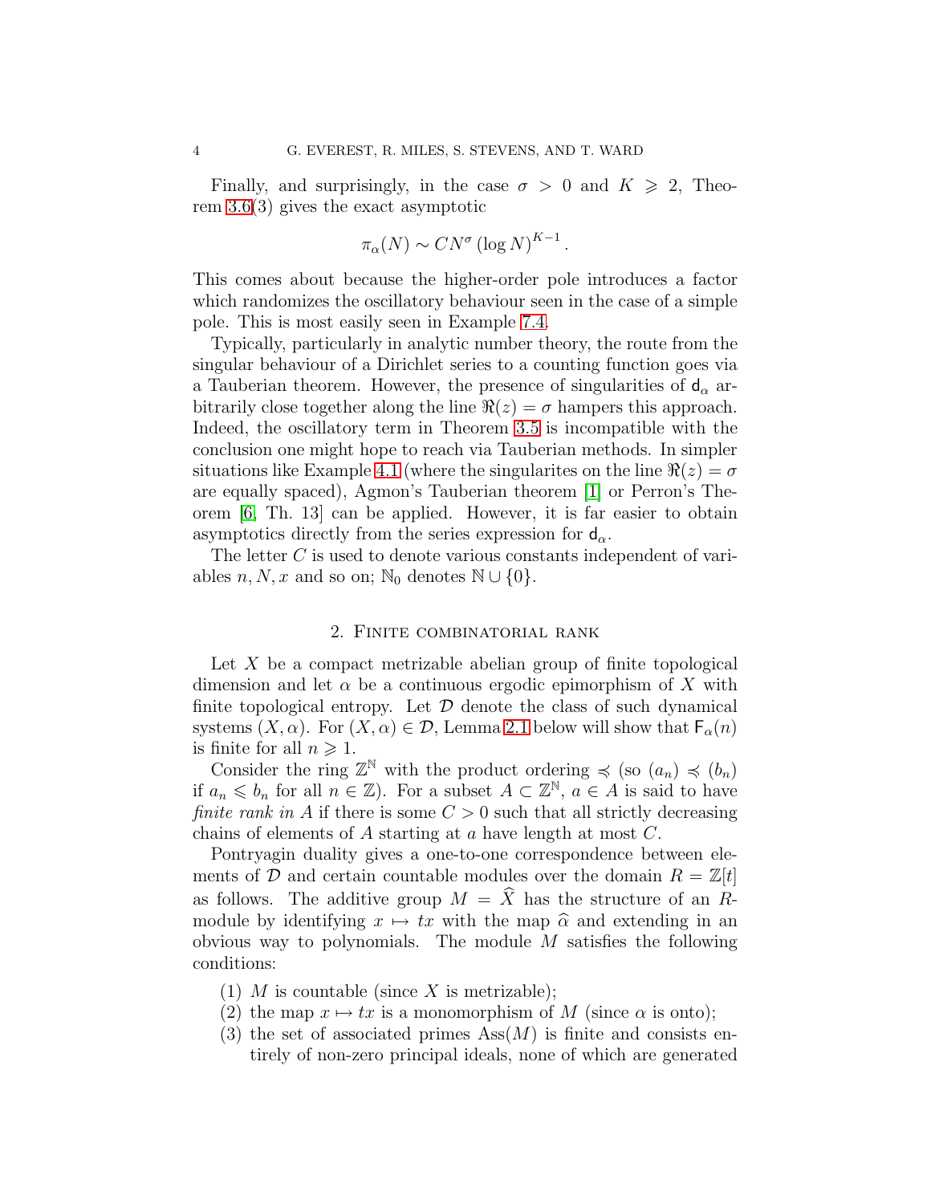Finally, and surprisingly, in the case $\sigma > 0$ and $K \geqslant 2$, Theorem 3.6(3) gives the exact asymptotic

$$\pi_\alpha(N) \sim CN^\sigma \left(\log N\right)^{K-1}.$$

This comes about because the higher-order pole introduces a factor which randomizes the oscillatory behaviour seen in the case of a simple pole. This is most easily seen in Example 7.4.

Typically, particularly in analytic number theory, the route from the singular behaviour of a Dirichlet series to a counting function goes via a Tauberian theorem. However, the presence of singularities of $\mathsf{d}_\alpha$ arbitrarily close together along the line $\Re(z) = \sigma$ hampers this approach. Indeed, the oscillatory term in Theorem 3.5 is incompatible with the conclusion one might hope to reach via Tauberian methods. In simpler situations like Example 4.1 (where the singularites on the line $\Re(z) = \sigma$ are equally spaced), Agmon's Tauberian theorem [1] or Perron's Theorem [6, Th. 13] can be applied. However, it is far easier to obtain asymptotics directly from the series expression for $\mathsf{d}_\alpha$.

The letter $C$ is used to denote various constants independent of variables $n, N, x$ and so on; $\mathbb{N}_0$ denotes $\mathbb{N} \cup \{0\}$.

## 2. Finite combinatorial rank

Let $X$ be a compact metrizable abelian group of finite topological dimension and let $\alpha$ be a continuous ergodic epimorphism of $X$ with finite topological entropy. Let $\mathcal{D}$ denote the class of such dynamical systems $(X, \alpha)$. For $(X, \alpha) \in \mathcal{D}$, Lemma 2.1 below will show that $\mathsf{F}_\alpha(n)$ is finite for all $n \geqslant 1$.

Consider the ring $\mathbb{Z}^{\mathbb{N}}$ with the product ordering $\preccurlyeq$ (so $(a_n) \preccurlyeq (b_n)$ if $a_n \leqslant b_n$ for all $n \in \mathbb{Z}$). For a subset $A \subset \mathbb{Z}^{\mathbb{N}}$, $a \in A$ is said to have *finite rank in* $A$ if there is some $C > 0$ such that all strictly decreasing chains of elements of $A$ starting at $a$ have length at most $C$.

Pontryagin duality gives a one-to-one correspondence between elements of $\mathcal{D}$ and certain countable modules over the domain $R = \mathbb{Z}[t]$ as follows. The additive group $M = \widehat{X}$ has the structure of an $R$-module by identifying $x \mapsto tx$ with the map $\widehat{\alpha}$ and extending in an obvious way to polynomials. The module $M$ satisfies the following conditions:

1. $M$ is countable (since $X$ is metrizable);
2. the map $x \mapsto tx$ is a monomorphism of $M$ (since $\alpha$ is onto);
3. the set of associated primes $\mathrm{Ass}(M)$ is finite and consists entirely of non-zero principal ideals, none of which are generated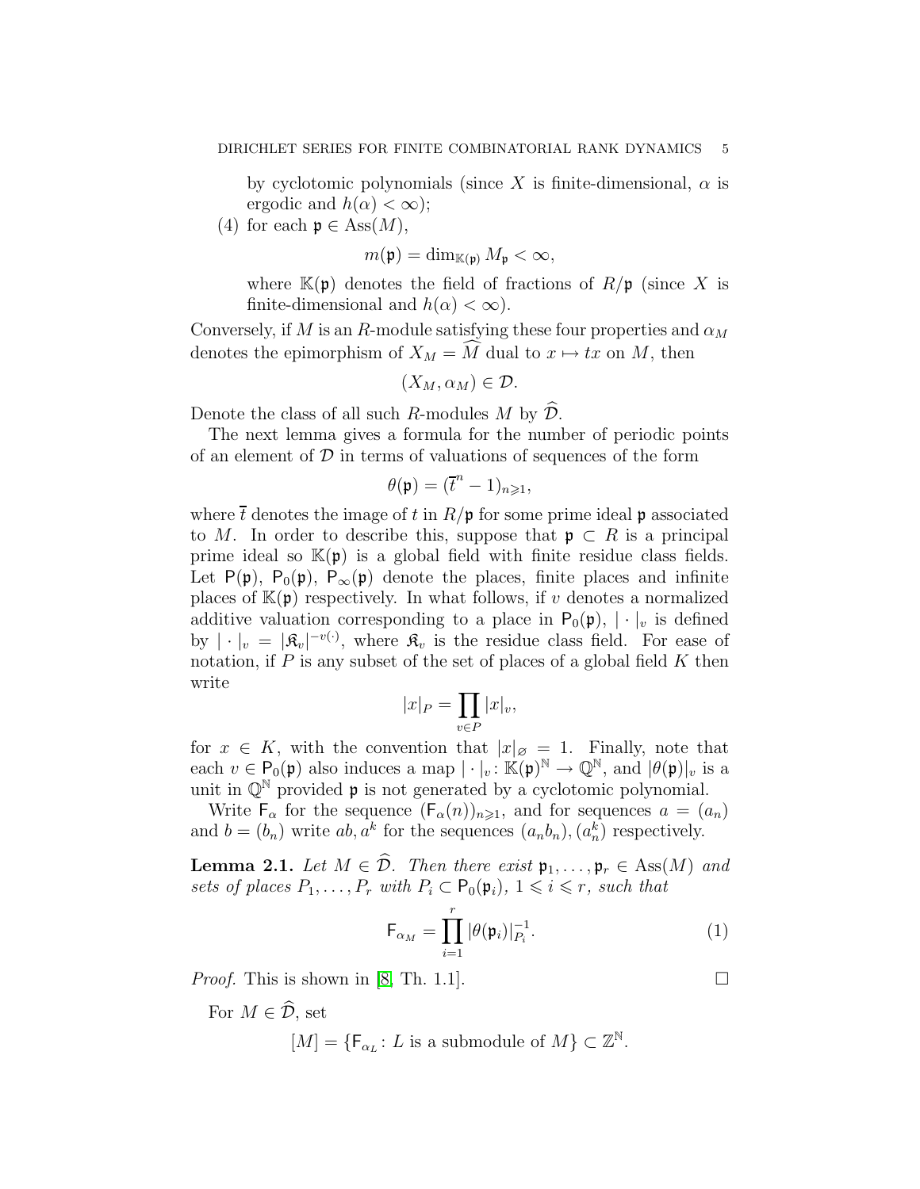by cyclotomic polynomials (since $X$ is finite-dimensional, $\alpha$ is ergodic and $h(\alpha) < \infty$);

(4) for each $\mathfrak{p} \in \mathrm{Ass}(M)$,

$$m(\mathfrak{p}) = \dim_{\mathbb{K}(\mathfrak{p})} M_{\mathfrak{p}} < \infty,$$

where $\mathbb{K}(\mathfrak{p})$ denotes the field of fractions of $R/\mathfrak{p}$ (since $X$ is finite-dimensional and $h(\alpha) < \infty$).

Conversely, if $M$ is an $R$-module satisfying these four properties and $\alpha_M$ denotes the epimorphism of $X_M = \widehat{M}$ dual to $x \mapsto tx$ on $M$, then

$$(X_M, \alpha_M) \in \mathcal{D}.$$

Denote the class of all such $R$-modules $M$ by $\widehat{\mathcal{D}}$.

The next lemma gives a formula for the number of periodic points of an element of $\mathcal{D}$ in terms of valuations of sequences of the form

$$\theta(\mathfrak{p}) = (\overline{t}^n - 1)_{n \geqslant 1},$$

where $\overline{t}$ denotes the image of $t$ in $R/\mathfrak{p}$ for some prime ideal $\mathfrak{p}$ associated to $M$. In order to describe this, suppose that $\mathfrak{p} \subset R$ is a principal prime ideal so $\mathbb{K}(\mathfrak{p})$ is a global field with finite residue class fields. Let $\mathsf{P}(\mathfrak{p})$, $\mathsf{P}_0(\mathfrak{p})$, $\mathsf{P}_\infty(\mathfrak{p})$ denote the places, finite places and infinite places of $\mathbb{K}(\mathfrak{p})$ respectively. In what follows, if $v$ denotes a normalized additive valuation corresponding to a place in $\mathsf{P}_0(\mathfrak{p})$, $|\cdot|_v$ is defined by $|\cdot|_v = |\mathfrak{K}_v|^{-v(\cdot)}$, where $\mathfrak{K}_v$ is the residue class field. For ease of notation, if $P$ is any subset of the set of places of a global field $K$ then write

$$|x|_P = \prod_{v \in P} |x|_v,$$

for $x \in K$, with the convention that $|x|_\varnothing = 1$. Finally, note that each $v \in \mathsf{P}_0(\mathfrak{p})$ also induces a map $|\cdot|_v \colon \mathbb{K}(\mathfrak{p})^{\mathbb{N}} \to \mathbb{Q}^{\mathbb{N}}$, and $|\theta(\mathfrak{p})|_v$ is a unit in $\mathbb{Q}^{\mathbb{N}}$ provided $\mathfrak{p}$ is not generated by a cyclotomic polynomial.

Write $\mathsf{F}_\alpha$ for the sequence $(\mathsf{F}_\alpha(n))_{n \geqslant 1}$, and for sequences $a = (a_n)$ and $b = (b_n)$ write $ab, a^k$ for the sequences $(a_n b_n), (a_n^k)$ respectively.

**Lemma 2.1.** *Let $M \in \widehat{\mathcal{D}}$. Then there exist $\mathfrak{p}_1, \dots, \mathfrak{p}_r \in \mathrm{Ass}(M)$ and sets of places $P_1, \dots, P_r$ with $P_i \subset \mathsf{P}_0(\mathfrak{p}_i)$, $1 \leqslant i \leqslant r$, such that*

$$\mathsf{F}_{\alpha_M} = \prod_{i=1}^{r} |\theta(\mathfrak{p}_i)|_{P_i}^{-1}. \tag{1}$$

*Proof.* This is shown in [8, Th. 1.1]. $\square$

For $M \in \widehat{\mathcal{D}}$, set

$$[M] = \{\mathsf{F}_{\alpha_L} \colon L \text{ is a submodule of } M\} \subset \mathbb{Z}^{\mathbb{N}}.$$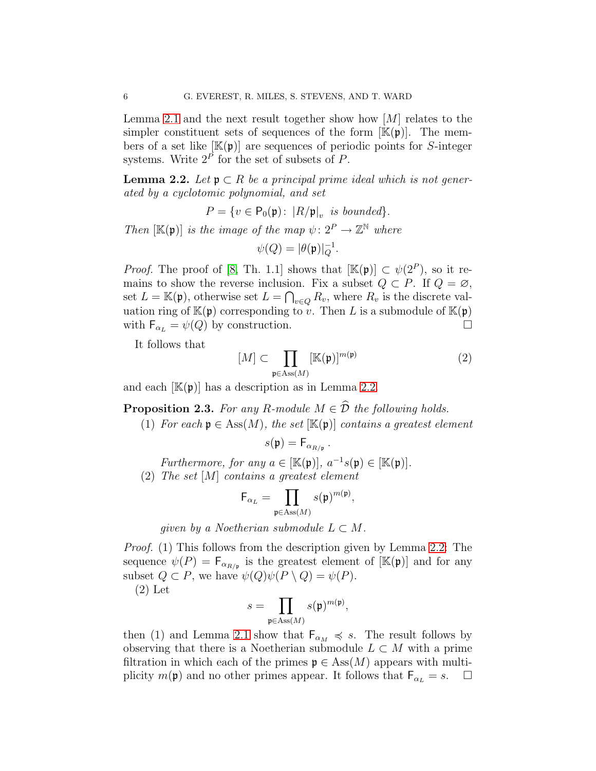Lemma 2.1 and the next result together show how $[M]$ relates to the simpler constituent sets of sequences of the form $[\mathbb{K}(\mathfrak{p})]$. The members of a set like $[\mathbb{K}(\mathfrak{p})]$ are sequences of periodic points for $S$-integer systems. Write $2^P$ for the set of subsets of $P$.

**Lemma 2.2.** *Let $\mathfrak{p} \subset R$ be a principal prime ideal which is not generated by a cyclotomic polynomial, and set*

$$P = \{v \in \mathsf{P}_0(\mathfrak{p})\colon \ |R/\mathfrak{p}|_v \text{ is bounded}\}.$$

*Then $[\mathbb{K}(\mathfrak{p})]$ is the image of the map $\psi\colon 2^P \to \mathbb{Z}^{\mathbb{N}}$ where*

$$\psi(Q) = |\theta(\mathfrak{p})|_Q^{-1}.$$

*Proof.* The proof of [8, Th. 1.1] shows that $[\mathbb{K}(\mathfrak{p})] \subset \psi(2^P)$, so it remains to show the reverse inclusion. Fix a subset $Q \subset P$. If $Q = \varnothing$, set $L = \mathbb{K}(\mathfrak{p})$, otherwise set $L = \bigcap_{v \in Q} R_v$, where $R_v$ is the discrete valuation ring of $\mathbb{K}(\mathfrak{p})$ corresponding to $v$. Then $L$ is a submodule of $\mathbb{K}(\mathfrak{p})$ with $\mathsf{F}_{\alpha_L} = \psi(Q)$ by construction. □

It follows that

$$[M] \subset \prod_{\mathfrak{p} \in \operatorname{Ass}(M)} [\mathbb{K}(\mathfrak{p})]^{m(\mathfrak{p})} \tag{2}$$

and each $[\mathbb{K}(\mathfrak{p})]$ has a description as in Lemma 2.2.

**Proposition 2.3.** *For any $R$-module $M \in \widehat{\mathcal{D}}$ the following holds.*

1. *For each $\mathfrak{p} \in \operatorname{Ass}(M)$, the set $[\mathbb{K}(\mathfrak{p})]$ contains a greatest element*
$$s(\mathfrak{p}) = \mathsf{F}_{\alpha_{R/\mathfrak{p}}}.$$
*Furthermore, for any $a \in [\mathbb{K}(\mathfrak{p})]$, $a^{-1}s(\mathfrak{p}) \in [\mathbb{K}(\mathfrak{p})]$.*
2. *The set $[M]$ contains a greatest element*
$$\mathsf{F}_{\alpha_L} = \prod_{\mathfrak{p} \in \operatorname{Ass}(M)} s(\mathfrak{p})^{m(\mathfrak{p})},$$
*given by a Noetherian submodule $L \subset M$.*

*Proof.* (1) This follows from the description given by Lemma 2.2: The sequence $\psi(P) = \mathsf{F}_{\alpha_{R/\mathfrak{p}}}$ is the greatest element of $[\mathbb{K}(\mathfrak{p})]$ and for any subset $Q \subset P$, we have $\psi(Q)\psi(P \setminus Q) = \psi(P)$.

(2) Let

$$s = \prod_{\mathfrak{p} \in \operatorname{Ass}(M)} s(\mathfrak{p})^{m(\mathfrak{p})},$$

then (1) and Lemma 2.1 show that $\mathsf{F}_{\alpha_M} \preccurlyeq s$. The result follows by observing that there is a Noetherian submodule $L \subset M$ with a prime filtration in which each of the primes $\mathfrak{p} \in \operatorname{Ass}(M)$ appears with multiplicity $m(\mathfrak{p})$ and no other primes appear. It follows that $\mathsf{F}_{\alpha_L} = s$. □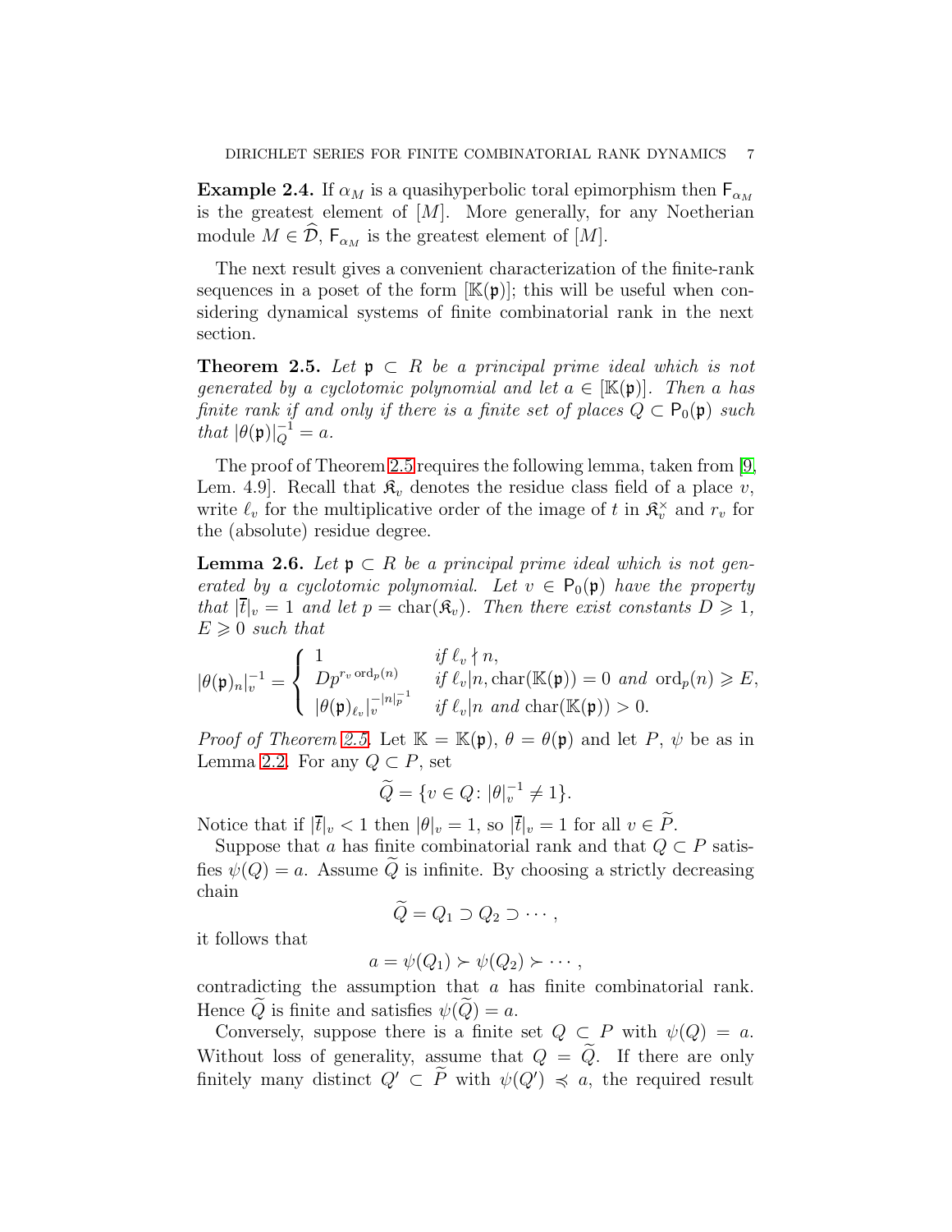**Example 2.4.** If $\alpha_M$ is a quasihyperbolic toral epimorphism then $\mathsf{F}_{\alpha_M}$ is the greatest element of $[M]$. More generally, for any Noetherian module $M \in \widehat{\mathcal{D}}$, $\mathsf{F}_{\alpha_M}$ is the greatest element of $[M]$.

The next result gives a convenient characterization of the finite-rank sequences in a poset of the form $[\mathbb{K}(\mathfrak{p})]$; this will be useful when considering dynamical systems of finite combinatorial rank in the next section.

**Theorem 2.5.** *Let $\mathfrak{p} \subset R$ be a principal prime ideal which is not generated by a cyclotomic polynomial and let $a \in [\mathbb{K}(\mathfrak{p})]$. Then $a$ has finite rank if and only if there is a finite set of places $Q \subset \mathsf{P}_0(\mathfrak{p})$ such that $|\theta(\mathfrak{p})|_Q^{-1} = a$.*

The proof of Theorem 2.5 requires the following lemma, taken from [9, Lem. 4.9]. Recall that $\mathfrak{K}_v$ denotes the residue class field of a place $v$, write $\ell_v$ for the multiplicative order of the image of $t$ in $\mathfrak{K}_v^\times$ and $r_v$ for the (absolute) residue degree.

**Lemma 2.6.** *Let $\mathfrak{p} \subset R$ be a principal prime ideal which is not generated by a cyclotomic polynomial. Let $v \in \mathsf{P}_0(\mathfrak{p})$ have the property that $|\overline{t}|_v = 1$ and let $p = \operatorname{char}(\mathfrak{K}_v)$. Then there exist constants $D \geqslant 1$, $E \geqslant 0$ such that*

$$|\theta(\mathfrak{p})_n|_v^{-1} = \begin{cases} 1 & \text{if } \ell_v \nmid n, \\ Dp^{r_v \operatorname{ord}_p(n)} & \text{if } \ell_v | n, \operatorname{char}(\mathbb{K}(\mathfrak{p})) = 0 \text{ and } \operatorname{ord}_p(n) \geqslant E, \\ |\theta(\mathfrak{p})_{\ell_v}|_v^{-|n|_p^{-1}} & \text{if } \ell_v | n \text{ and } \operatorname{char}(\mathbb{K}(\mathfrak{p})) > 0. \end{cases}$$

*Proof of Theorem 2.5.* Let $\mathbb{K} = \mathbb{K}(\mathfrak{p})$, $\theta = \theta(\mathfrak{p})$ and let $P$, $\psi$ be as in Lemma 2.2. For any $Q \subset P$, set

$$\widetilde{Q} = \{v \in Q \colon |\theta|_v^{-1} \neq 1\}.$$

Notice that if $|\overline{t}|_v < 1$ then $|\theta|_v = 1$, so $|\overline{t}|_v = 1$ for all $v \in \widetilde{P}$.

Suppose that $a$ has finite combinatorial rank and that $Q \subset P$ satisfies $\psi(Q) = a$. Assume $\widetilde{Q}$ is infinite. By choosing a strictly decreasing chain

$$\widetilde{Q} = Q_1 \supset Q_2 \supset \cdots,$$

it follows that

$$a = \psi(Q_1) \succ \psi(Q_2) \succ \cdots,$$

contradicting the assumption that $a$ has finite combinatorial rank. Hence $\widetilde{Q}$ is finite and satisfies $\psi(\widetilde{Q}) = a$.

Conversely, suppose there is a finite set $Q \subset P$ with $\psi(Q) = a$. Without loss of generality, assume that $Q = \widetilde{Q}$. If there are only finitely many distinct $Q' \subset \widetilde{P}$ with $\psi(Q') \preccurlyeq a$, the required result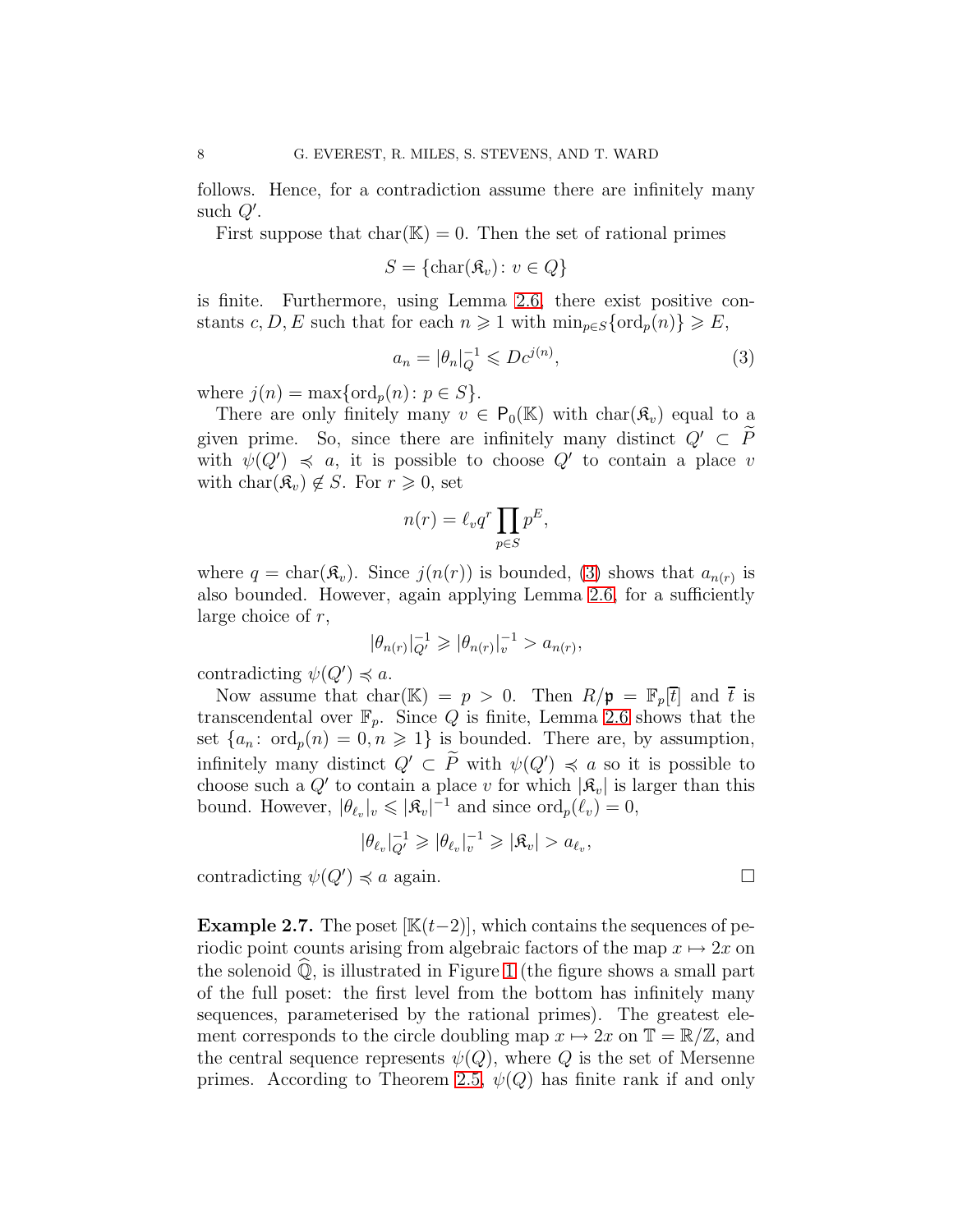follows. Hence, for a contradiction assume there are infinitely many such $Q'$.

First suppose that $\mathrm{char}(\mathbb{K}) = 0$. Then the set of rational primes

$$S = \{\mathrm{char}(\mathfrak{K}_v) \colon v \in Q\}$$

is finite. Furthermore, using Lemma 2.6, there exist positive constants $c, D, E$ such that for each $n \geqslant 1$ with $\min_{p \in S}\{\mathrm{ord}_p(n)\} \geqslant E$,

$$a_n = |\theta_n|_Q^{-1} \leqslant D c^{j(n)}, \tag{3}$$

where $j(n) = \max\{\mathrm{ord}_p(n) \colon p \in S\}$.

There are only finitely many $v \in \mathsf{P}_0(\mathbb{K})$ with $\mathrm{char}(\mathfrak{K}_v)$ equal to a given prime. So, since there are infinitely many distinct $Q' \subset \widetilde{P}$ with $\psi(Q') \preccurlyeq a$, it is possible to choose $Q'$ to contain a place $v$ with $\mathrm{char}(\mathfrak{K}_v) \notin S$. For $r \geqslant 0$, set

$$n(r) = \ell_v q^r \prod_{p \in S} p^E,$$

where $q = \mathrm{char}(\mathfrak{K}_v)$. Since $j(n(r))$ is bounded, (3) shows that $a_{n(r)}$ is also bounded. However, again applying Lemma 2.6, for a sufficiently large choice of $r$,

$$|\theta_{n(r)}|_{Q'}^{-1} \geqslant |\theta_{n(r)}|_v^{-1} > a_{n(r)},$$

contradicting $\psi(Q') \preccurlyeq a$.

Now assume that $\mathrm{char}(\mathbb{K}) = p > 0$. Then $R/\mathfrak{p} = \mathbb{F}_p[\overline{t}]$ and $\overline{t}$ is transcendental over $\mathbb{F}_p$. Since $Q$ is finite, Lemma 2.6 shows that the set $\{a_n \colon \mathrm{ord}_p(n) = 0, n \geqslant 1\}$ is bounded. There are, by assumption, infinitely many distinct $Q' \subset \widetilde{P}$ with $\psi(Q') \preccurlyeq a$ so it is possible to choose such a $Q'$ to contain a place $v$ for which $|\mathfrak{K}_v|$ is larger than this bound. However, $|\theta_{\ell_v}|_v \leqslant |\mathfrak{K}_v|^{-1}$ and since $\mathrm{ord}_p(\ell_v) = 0$,

$$|\theta_{\ell_v}|_{Q'}^{-1} \geqslant |\theta_{\ell_v}|_v^{-1} \geqslant |\mathfrak{K}_v| > a_{\ell_v},$$

contradicting $\psi(Q') \preccurlyeq a$ again. $\square$

**Example 2.7.** The poset $[\mathbb{K}(t-2)]$, which contains the sequences of periodic point counts arising from algebraic factors of the map $x \mapsto 2x$ on the solenoid $\widehat{\mathbb{Q}}$, is illustrated in Figure 1 (the figure shows a small part of the full poset: the first level from the bottom has infinitely many sequences, parameterised by the rational primes). The greatest element corresponds to the circle doubling map $x \mapsto 2x$ on $\mathbb{T} = \mathbb{R}/\mathbb{Z}$, and the central sequence represents $\psi(Q)$, where $Q$ is the set of Mersenne primes. According to Theorem 2.5, $\psi(Q)$ has finite rank if and only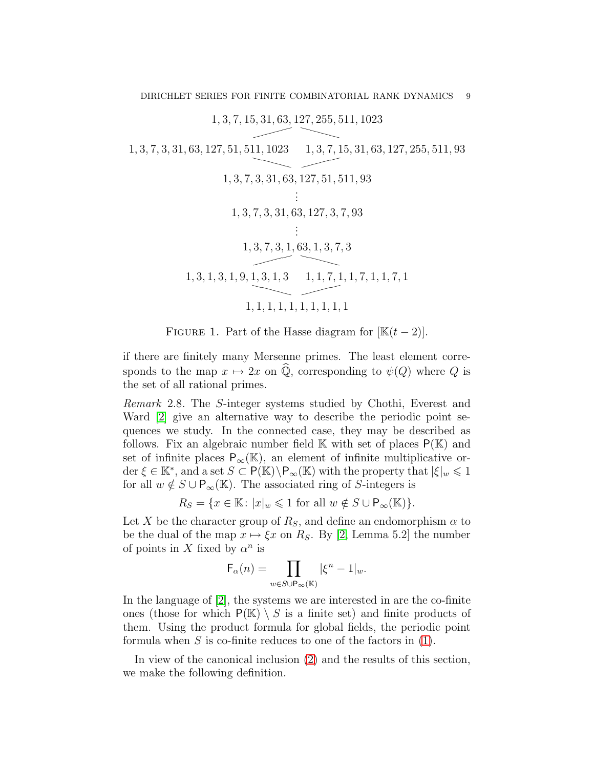$$1, 3, 7, 15, 31, 63, 127, 255, 511, 1023$$

$$1, 3, 7, 3, 31, 63, 127, 51, 511, 1023 \qquad 1, 3, 7, 15, 31, 63, 127, 255, 511, 93$$

$$1, 3, 7, 3, 31, 63, 127, 51, 511, 93$$

$$\vdots$$

$$1, 3, 7, 3, 31, 63, 127, 3, 7, 93$$

$$\vdots$$

$$1, 3, 7, 3, 1, 63, 1, 3, 7, 3$$

$$1, 3, 1, 3, 1, 9, 1, 3, 1, 3 \qquad 1, 1, 7, 1, 1, 7, 1, 1, 7, 1$$

$$1, 1, 1, 1, 1, 1, 1, 1, 1, 1$$

FIGURE 1. Part of the Hasse diagram for $[\mathbb{K}(t-2)]$.

if there are finitely many Mersenne primes. The least element corresponds to the map $x \mapsto 2x$ on $\widehat{\mathbb{Q}}$, corresponding to $\psi(Q)$ where $Q$ is the set of all rational primes.

*Remark* 2.8. The $S$-integer systems studied by Chothi, Everest and Ward [2] give an alternative way to describe the periodic point sequences we study. In the connected case, they may be described as follows. Fix an algebraic number field $\mathbb{K}$ with set of places $\mathsf{P}(\mathbb{K})$ and set of infinite places $\mathsf{P}_\infty(\mathbb{K})$, an element of infinite multiplicative order $\xi \in \mathbb{K}^*$, and a set $S \subset \mathsf{P}(\mathbb{K}) \setminus \mathsf{P}_\infty(\mathbb{K})$ with the property that $|\xi|_w \leqslant 1$ for all $w \notin S \cup \mathsf{P}_\infty(\mathbb{K})$. The associated ring of $S$-integers is

$$R_S = \{x \in \mathbb{K} \colon |x|_w \leqslant 1 \text{ for all } w \notin S \cup \mathsf{P}_\infty(\mathbb{K})\}.$$

Let $X$ be the character group of $R_S$, and define an endomorphism $\alpha$ to be the dual of the map $x \mapsto \xi x$ on $R_S$. By [2, Lemma 5.2] the number of points in $X$ fixed by $\alpha^n$ is

$$\mathsf{F}_\alpha(n) = \prod_{w \in S \cup \mathsf{P}_\infty(\mathbb{K})} |\xi^n - 1|_w.$$

In the language of [2], the systems we are interested in are the co-finite ones (those for which $\mathsf{P}(\mathbb{K}) \setminus S$ is a finite set) and finite products of them. Using the product formula for global fields, the periodic point formula when $S$ is co-finite reduces to one of the factors in (1).

In view of the canonical inclusion (2) and the results of this section, we make the following definition.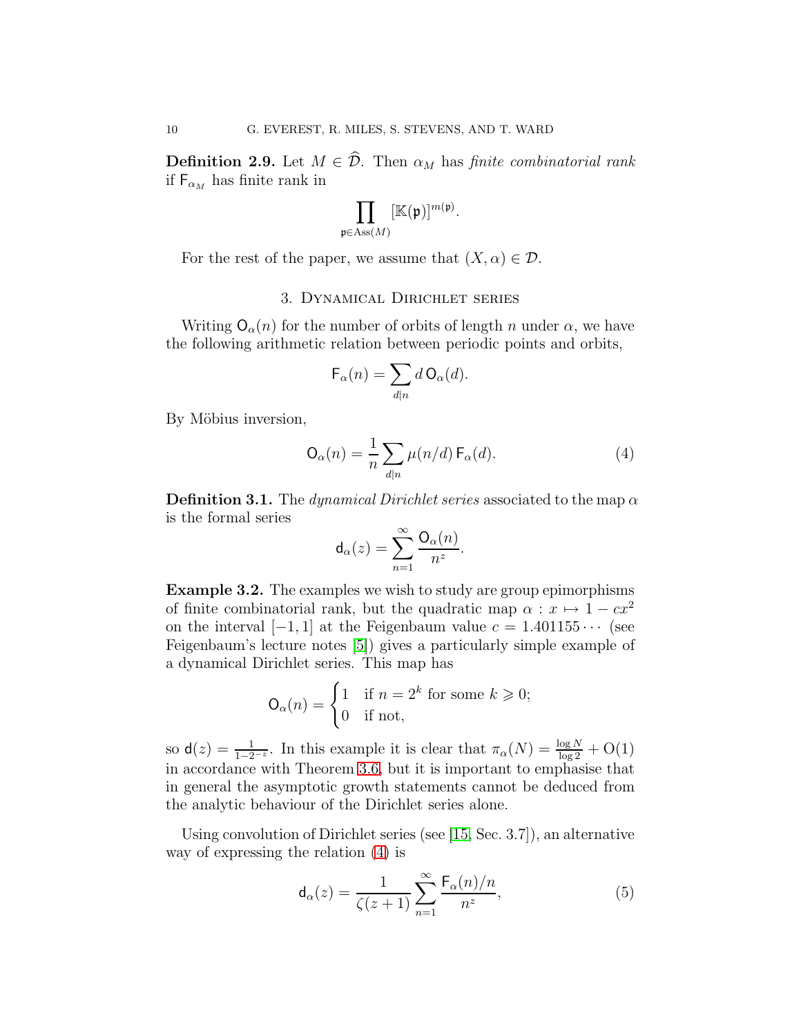**Definition 2.9.** Let $M \in \widehat{\mathcal{D}}$. Then $\alpha_M$ has *finite combinatorial rank* if $\mathsf{F}_{\alpha_M}$ has finite rank in

$$\prod_{\mathfrak{p} \in \mathrm{Ass}(M)} [\mathbb{K}(\mathfrak{p})]^{m(\mathfrak{p})}.$$

For the rest of the paper, we assume that $(X, \alpha) \in \mathcal{D}$.

## 3. Dynamical Dirichlet series

Writing $\mathsf{O}_\alpha(n)$ for the number of orbits of length $n$ under $\alpha$, we have the following arithmetic relation between periodic points and orbits,

$$\mathsf{F}_\alpha(n) = \sum_{d|n} d \, \mathsf{O}_\alpha(d).$$

By Möbius inversion,

$$\mathsf{O}_\alpha(n) = \frac{1}{n} \sum_{d|n} \mu(n/d) \, \mathsf{F}_\alpha(d). \tag{4}$$

**Definition 3.1.** The *dynamical Dirichlet series* associated to the map $\alpha$ is the formal series

$$\mathsf{d}_\alpha(z) = \sum_{n=1}^{\infty} \frac{\mathsf{O}_\alpha(n)}{n^z}.$$

**Example 3.2.** The examples we wish to study are group epimorphisms of finite combinatorial rank, but the quadratic map $\alpha : x \mapsto 1 - cx^2$ on the interval $[-1, 1]$ at the Feigenbaum value $c = 1.401155\cdots$ (see Feigenbaum's lecture notes [5]) gives a particularly simple example of a dynamical Dirichlet series. This map has

$$\mathsf{O}_\alpha(n) = \begin{cases} 1 & \text{if } n = 2^k \text{ for some } k \geqslant 0; \\ 0 & \text{if not,} \end{cases}$$

so $\mathsf{d}(z) = \frac{1}{1-2^{-z}}$. In this example it is clear that $\pi_\alpha(N) = \frac{\log N}{\log 2} + \mathrm{O}(1)$ in accordance with Theorem 3.6, but it is important to emphasise that in general the asymptotic growth statements cannot be deduced from the analytic behaviour of the Dirichlet series alone.

Using convolution of Dirichlet series (see [15, Sec. 3.7]), an alternative way of expressing the relation (4) is

$$\mathsf{d}_\alpha(z) = \frac{1}{\zeta(z+1)} \sum_{n=1}^{\infty} \frac{\mathsf{F}_\alpha(n)/n}{n^z}, \tag{5}$$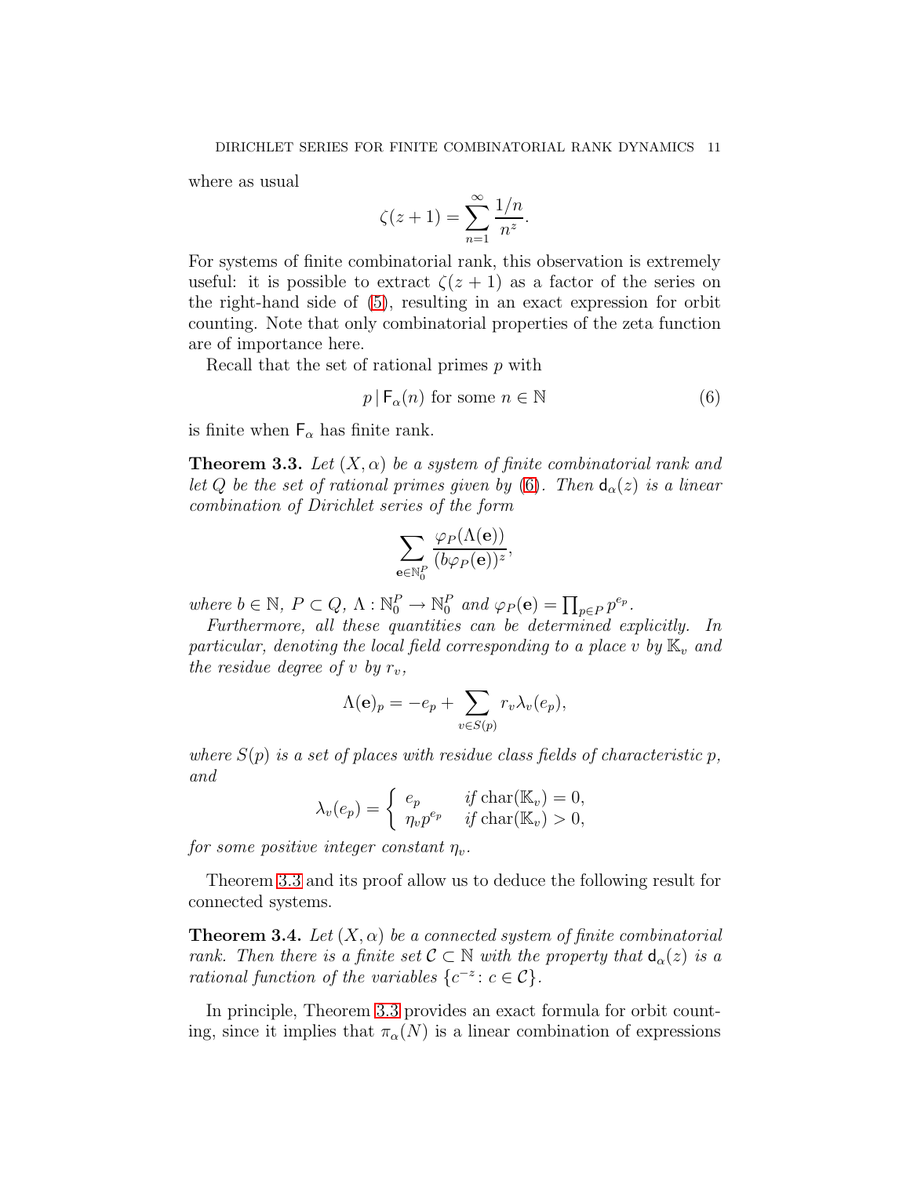where as usual

$$\zeta(z+1) = \sum_{n=1}^{\infty} \frac{1/n}{n^z}.$$

For systems of finite combinatorial rank, this observation is extremely useful: it is possible to extract $\zeta(z+1)$ as a factor of the series on the right-hand side of (5), resulting in an exact expression for orbit counting. Note that only combinatorial properties of the zeta function are of importance here.

Recall that the set of rational primes $p$ with

$$p \,|\, \mathsf{F}_\alpha(n) \text{ for some } n \in \mathbb{N} \tag{6}$$

is finite when $\mathsf{F}_\alpha$ has finite rank.

**Theorem 3.3.** *Let $(X, \alpha)$ be a system of finite combinatorial rank and let $Q$ be the set of rational primes given by (6). Then $\mathsf{d}_\alpha(z)$ is a linear combination of Dirichlet series of the form*

$$\sum_{\mathbf{e} \in \mathbb{N}_0^P} \frac{\varphi_P(\Lambda(\mathbf{e}))}{(b\varphi_P(\mathbf{e}))^z},$$

*where $b \in \mathbb{N}$, $P \subset Q$, $\Lambda : \mathbb{N}_0^P \to \mathbb{N}_0^P$ and $\varphi_P(\mathbf{e}) = \prod_{p \in P} p^{e_p}$.*

*Furthermore, all these quantities can be determined explicitly. In particular, denoting the local field corresponding to a place $v$ by $\mathbb{K}_v$ and the residue degree of $v$ by $r_v$,*

$$\Lambda(\mathbf{e})_p = -e_p + \sum_{v \in S(p)} r_v \lambda_v(e_p),$$

*where $S(p)$ is a set of places with residue class fields of characteristic $p$, and*

$$\lambda_v(e_p) = \begin{cases} e_p & \text{if } \operatorname{char}(\mathbb{K}_v) = 0, \\ \eta_v p^{e_p} & \text{if } \operatorname{char}(\mathbb{K}_v) > 0, \end{cases}$$

*for some positive integer constant $\eta_v$.*

Theorem 3.3 and its proof allow us to deduce the following result for connected systems.

**Theorem 3.4.** *Let $(X, \alpha)$ be a connected system of finite combinatorial rank. Then there is a finite set $\mathcal{C} \subset \mathbb{N}$ with the property that $\mathsf{d}_\alpha(z)$ is a rational function of the variables $\{c^{-z} : c \in \mathcal{C}\}$.*

In principle, Theorem 3.3 provides an exact formula for orbit counting, since it implies that $\pi_\alpha(N)$ is a linear combination of expressions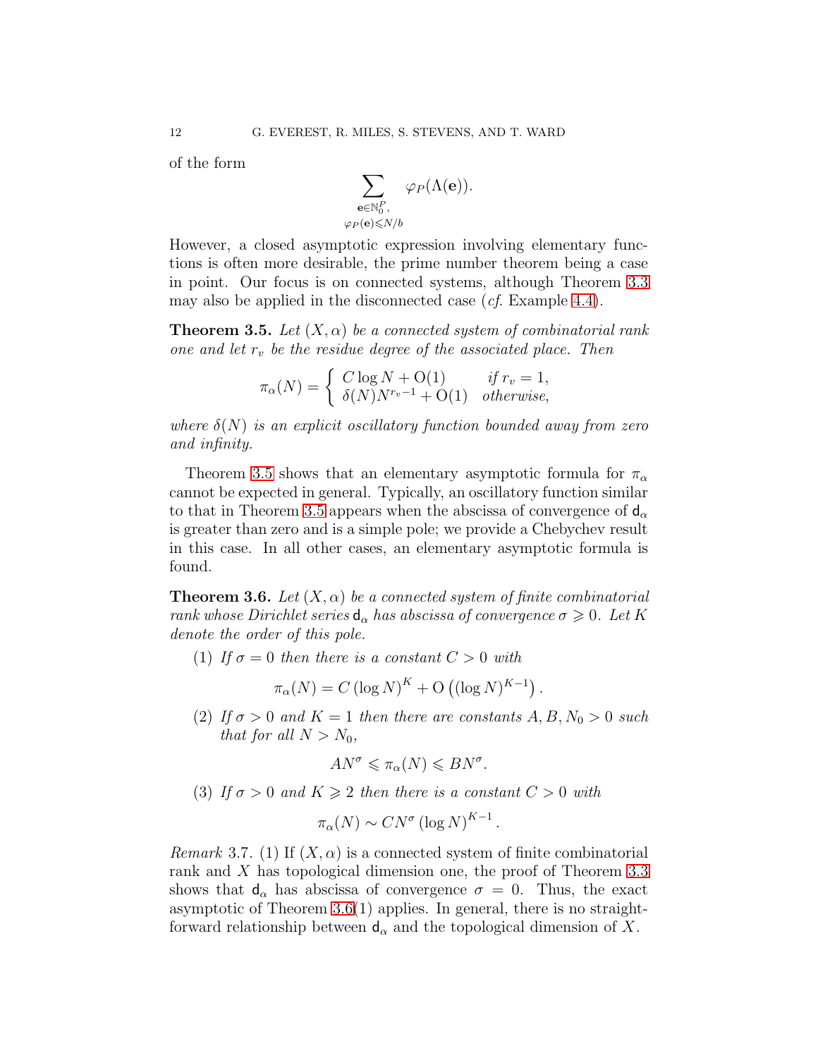of the form

$$\sum_{\substack{\mathbf{e}\in\mathbb{N}_0^P,\\ \varphi_P(\mathbf{e})\leqslant N/b}} \varphi_P(\Lambda(\mathbf{e})).$$

However, a closed asymptotic expression involving elementary functions is often more desirable, the prime number theorem being a case in point. Our focus is on connected systems, although Theorem 3.3 may also be applied in the disconnected case (*cf*. Example 4.4).

**Theorem 3.5.** *Let $(X,\alpha)$ be a connected system of combinatorial rank one and let $r_v$ be the residue degree of the associated place. Then*

$$\pi_\alpha(N) = \begin{cases} C\log N + \mathrm{O}(1) & \textit{if } r_v = 1, \\ \delta(N)N^{r_v-1} + \mathrm{O}(1) & \textit{otherwise,} \end{cases}$$

*where $\delta(N)$ is an explicit oscillatory function bounded away from zero and infinity.*

Theorem 3.5 shows that an elementary asymptotic formula for $\pi_\alpha$ cannot be expected in general. Typically, an oscillatory function similar to that in Theorem 3.5 appears when the abscissa of convergence of $\mathsf{d}_\alpha$ is greater than zero and is a simple pole; we provide a Chebychev result in this case. In all other cases, an elementary asymptotic formula is found.

**Theorem 3.6.** *Let $(X,\alpha)$ be a connected system of finite combinatorial rank whose Dirichlet series $\mathsf{d}_\alpha$ has abscissa of convergence $\sigma \geqslant 0$. Let $K$ denote the order of this pole.*

1. *If $\sigma = 0$ then there is a constant $C > 0$ with*

$$\pi_\alpha(N) = C(\log N)^K + \mathrm{O}\left((\log N)^{K-1}\right).$$

2. *If $\sigma > 0$ and $K = 1$ then there are constants $A, B, N_0 > 0$ such that for all $N > N_0$,*

$$AN^\sigma \leqslant \pi_\alpha(N) \leqslant BN^\sigma.$$

3. *If $\sigma > 0$ and $K \geqslant 2$ then there is a constant $C > 0$ with*

$$\pi_\alpha(N) \sim CN^\sigma(\log N)^{K-1}.$$

*Remark* 3.7. (1) If $(X,\alpha)$ is a connected system of finite combinatorial rank and $X$ has topological dimension one, the proof of Theorem 3.3 shows that $\mathsf{d}_\alpha$ has abscissa of convergence $\sigma = 0$. Thus, the exact asymptotic of Theorem 3.6(1) applies. In general, there is no straightforward relationship between $\mathsf{d}_\alpha$ and the topological dimension of $X$.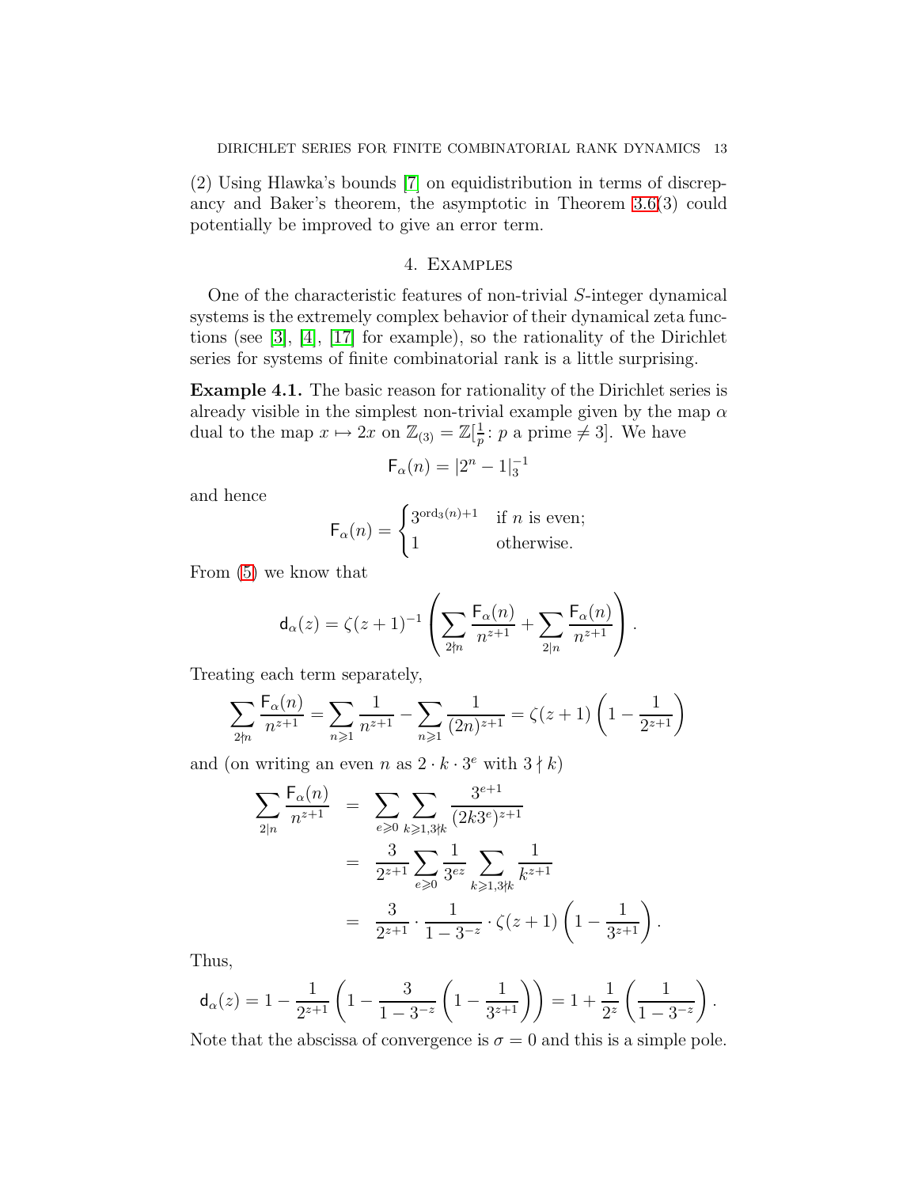(2) Using Hlawka's bounds [7] on equidistribution in terms of discrepancy and Baker's theorem, the asymptotic in Theorem 3.6(3) could potentially be improved to give an error term.

## 4. Examples

One of the characteristic features of non-trivial $S$-integer dynamical systems is the extremely complex behavior of their dynamical zeta functions (see [3], [4], [17] for example), so the rationality of the Dirichlet series for systems of finite combinatorial rank is a little surprising.

**Example 4.1.** The basic reason for rationality of the Dirichlet series is already visible in the simplest non-trivial example given by the map $\alpha$ dual to the map $x \mapsto 2x$ on $\mathbb{Z}_{(3)} = \mathbb{Z}[\frac{1}{p} \colon p \text{ a prime} \neq 3]$. We have

$$\mathsf{F}_\alpha(n) = |2^n - 1|_3^{-1}$$

and hence

$$\mathsf{F}_\alpha(n) = \begin{cases} 3^{\mathrm{ord}_3(n)+1} & \text{if } n \text{ is even;} \\ 1 & \text{otherwise.} \end{cases}$$

From (5) we know that

$$\mathsf{d}_\alpha(z) = \zeta(z+1)^{-1} \left( \sum_{2 \nmid n} \frac{\mathsf{F}_\alpha(n)}{n^{z+1}} + \sum_{2 | n} \frac{\mathsf{F}_\alpha(n)}{n^{z+1}} \right).$$

Treating each term separately,

$$\sum_{2 \nmid n} \frac{\mathsf{F}_\alpha(n)}{n^{z+1}} = \sum_{n \geqslant 1} \frac{1}{n^{z+1}} - \sum_{n \geqslant 1} \frac{1}{(2n)^{z+1}} = \zeta(z+1) \left(1 - \frac{1}{2^{z+1}}\right)$$

and (on writing an even $n$ as $2 \cdot k \cdot 3^e$ with $3 \nmid k$)

$$\begin{aligned} \sum_{2|n} \frac{\mathsf{F}_\alpha(n)}{n^{z+1}} &= \sum_{e \geqslant 0} \sum_{k \geqslant 1, 3 \nmid k} \frac{3^{e+1}}{(2k3^e)^{z+1}} \\ &= \frac{3}{2^{z+1}} \sum_{e \geqslant 0} \frac{1}{3^{ez}} \sum_{k \geqslant 1, 3 \nmid k} \frac{1}{k^{z+1}} \\ &= \frac{3}{2^{z+1}} \cdot \frac{1}{1 - 3^{-z}} \cdot \zeta(z+1) \left(1 - \frac{1}{3^{z+1}}\right). \end{aligned}$$

Thus,

$$\mathsf{d}_\alpha(z) = 1 - \frac{1}{2^{z+1}} \left(1 - \frac{3}{1 - 3^{-z}} \left(1 - \frac{1}{3^{z+1}}\right)\right) = 1 + \frac{1}{2^z} \left(\frac{1}{1 - 3^{-z}}\right).$$

Note that the abscissa of convergence is $\sigma = 0$ and this is a simple pole.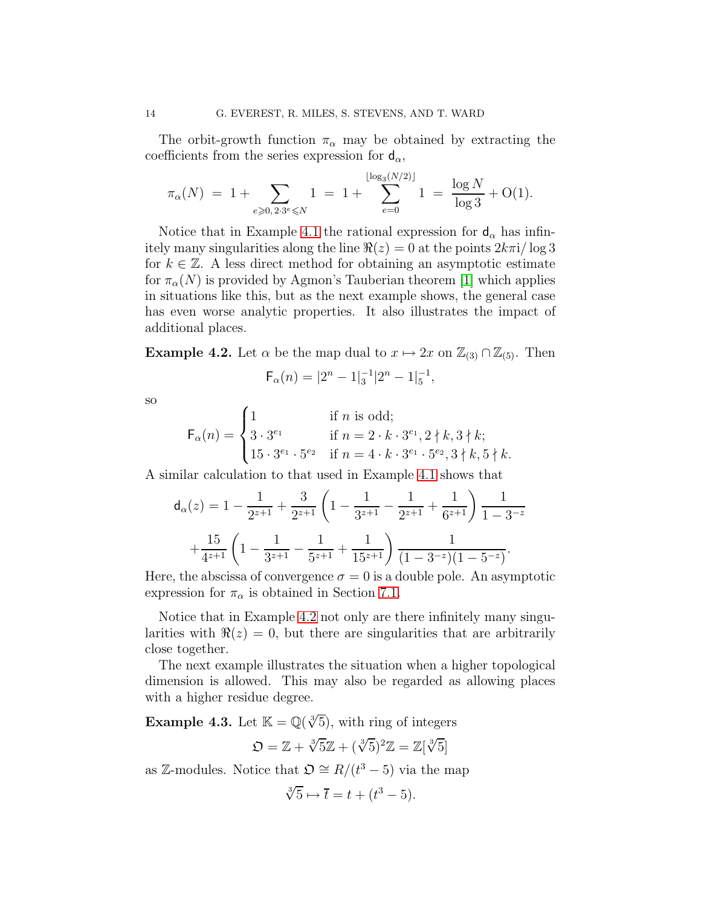The orbit-growth function $\pi_\alpha$ may be obtained by extracting the coefficients from the series expression for $\mathsf{d}_\alpha$,

$$\pi_\alpha(N) \;=\; 1 + \sum_{e \geqslant 0,\, 2\cdot 3^e \leqslant N} 1 \;=\; 1 + \sum_{e=0}^{\lfloor \log_3(N/2) \rfloor} 1 \;=\; \frac{\log N}{\log 3} + \mathrm{O}(1).$$

Notice that in Example 4.1 the rational expression for $\mathsf{d}_\alpha$ has infinitely many singularities along the line $\Re(z) = 0$ at the points $2k\pi\mathrm{i}/\log 3$ for $k \in \mathbb{Z}$. A less direct method for obtaining an asymptotic estimate for $\pi_\alpha(N)$ is provided by Agmon's Tauberian theorem [1] which applies in situations like this, but as the next example shows, the general case has even worse analytic properties. It also illustrates the impact of additional places.

**Example 4.2.** Let $\alpha$ be the map dual to $x \mapsto 2x$ on $\mathbb{Z}_{(3)} \cap \mathbb{Z}_{(5)}$. Then

$$\mathsf{F}_\alpha(n) = |2^n - 1|_3^{-1} |2^n - 1|_5^{-1},$$

so

$$\mathsf{F}_\alpha(n) = \begin{cases} 1 & \text{if } n \text{ is odd;} \\ 3 \cdot 3^{e_1} & \text{if } n = 2 \cdot k \cdot 3^{e_1}, 2 \nmid k, 3 \nmid k; \\ 15 \cdot 3^{e_1} \cdot 5^{e_2} & \text{if } n = 4 \cdot k \cdot 3^{e_1} \cdot 5^{e_2}, 3 \nmid k, 5 \nmid k. \end{cases}$$

A similar calculation to that used in Example 4.1 shows that

$$\mathsf{d}_\alpha(z) = 1 - \frac{1}{2^{z+1}} + \frac{3}{2^{z+1}}\left(1 - \frac{1}{3^{z+1}} - \frac{1}{2^{z+1}} + \frac{1}{6^{z+1}}\right)\frac{1}{1 - 3^{-z}}$$

$$+ \frac{15}{4^{z+1}}\left(1 - \frac{1}{3^{z+1}} - \frac{1}{5^{z+1}} + \frac{1}{15^{z+1}}\right)\frac{1}{(1 - 3^{-z})(1 - 5^{-z})}.$$

Here, the abscissa of convergence $\sigma = 0$ is a double pole. An asymptotic expression for $\pi_\alpha$ is obtained in Section 7.1.

Notice that in Example 4.2 not only are there infinitely many singularities with $\Re(z) = 0$, but there are singularities that are arbitrarily close together.

The next example illustrates the situation when a higher topological dimension is allowed. This may also be regarded as allowing places with a higher residue degree.

**Example 4.3.** Let $\mathbb{K} = \mathbb{Q}(\sqrt[3]{5})$, with ring of integers

$$\mathfrak{O} = \mathbb{Z} + \sqrt[3]{5}\mathbb{Z} + (\sqrt[3]{5})^2\mathbb{Z} = \mathbb{Z}[\sqrt[3]{5}]$$

as $\mathbb{Z}$-modules. Notice that $\mathfrak{O} \cong R/(t^3 - 5)$ via the map

$$\sqrt[3]{5} \mapsto \overline{t} = t + (t^3 - 5).$$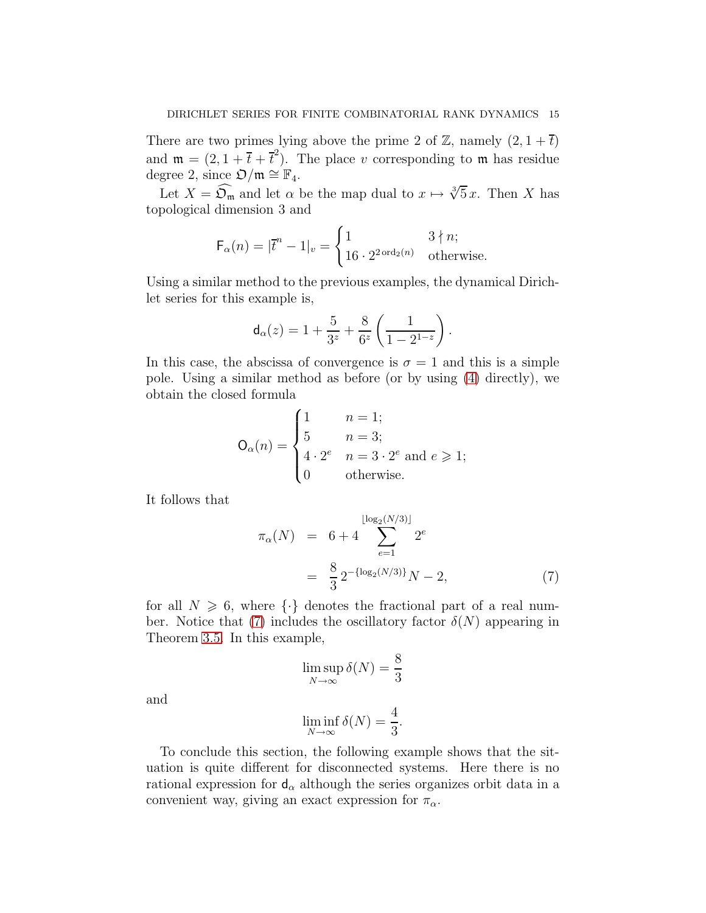There are two primes lying above the prime 2 of $\mathbb{Z}$, namely $(2, 1+\overline{t})$ and $\mathfrak{m} = (2, 1+\overline{t}+\overline{t}^2)$. The place $v$ corresponding to $\mathfrak{m}$ has residue degree 2, since $\mathfrak{O}/\mathfrak{m} \cong \mathbb{F}_4$.

Let $X = \widehat{\mathfrak{O}_{\mathfrak{m}}}$ and let $\alpha$ be the map dual to $x \mapsto \sqrt[3]{5}\,x$. Then $X$ has topological dimension 3 and

$$\mathsf{F}_\alpha(n) = |\overline{t}^n - 1|_v = \begin{cases} 1 & 3 \nmid n; \\ 16 \cdot 2^{2\operatorname{ord}_2(n)} & \text{otherwise.} \end{cases}$$

Using a similar method to the previous examples, the dynamical Dirichlet series for this example is,

$$\mathsf{d}_\alpha(z) = 1 + \frac{5}{3^z} + \frac{8}{6^z}\left(\frac{1}{1-2^{1-z}}\right).$$

In this case, the abscissa of convergence is $\sigma = 1$ and this is a simple pole. Using a similar method as before (or by using (4) directly), we obtain the closed formula

$$\mathsf{O}_\alpha(n) = \begin{cases} 1 & n = 1; \\ 5 & n = 3; \\ 4 \cdot 2^e & n = 3 \cdot 2^e \text{ and } e \geqslant 1; \\ 0 & \text{otherwise.} \end{cases}$$

It follows that

$$\begin{aligned} \pi_\alpha(N) &= 6 + 4 \sum_{e=1}^{\lfloor \log_2(N/3) \rfloor} 2^e \\ &= \frac{8}{3}\, 2^{-\{\log_2(N/3)\}} N - 2, \end{aligned} \tag{7}$$

for all $N \geqslant 6$, where $\{\cdot\}$ denotes the fractional part of a real number. Notice that (7) includes the oscillatory factor $\delta(N)$ appearing in Theorem 3.5. In this example,

$$\limsup_{N\to\infty} \delta(N) = \frac{8}{3}$$

and

$$\liminf_{N\to\infty} \delta(N) = \frac{4}{3}.$$

To conclude this section, the following example shows that the situation is quite different for disconnected systems. Here there is no rational expression for $\mathsf{d}_\alpha$ although the series organizes orbit data in a convenient way, giving an exact expression for $\pi_\alpha$.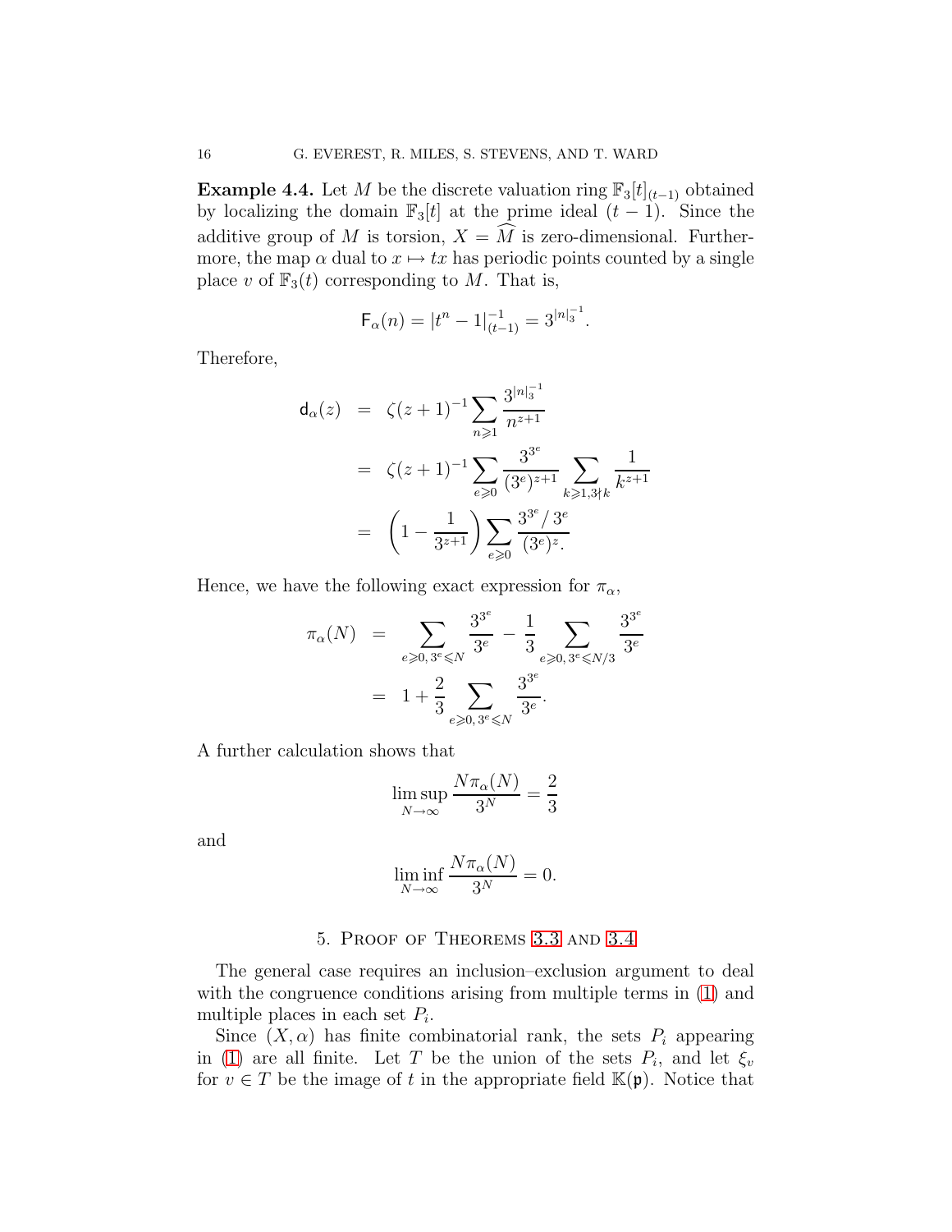**Example 4.4.** Let $M$ be the discrete valuation ring $\mathbb{F}_3[t]_{(t-1)}$ obtained by localizing the domain $\mathbb{F}_3[t]$ at the prime ideal $(t-1)$. Since the additive group of $M$ is torsion, $X = \widehat{M}$ is zero-dimensional. Furthermore, the map $\alpha$ dual to $x \mapsto tx$ has periodic points counted by a single place $v$ of $\mathbb{F}_3(t)$ corresponding to $M$. That is,

$$\mathsf{F}_\alpha(n) = |t^n - 1|_{(t-1)}^{-1} = 3^{|n|_3^{-1}}.$$

Therefore,

$$\begin{aligned}
\mathsf{d}_\alpha(z) &= \zeta(z+1)^{-1} \sum_{n \geqslant 1} \frac{3^{|n|_3^{-1}}}{n^{z+1}} \\
&= \zeta(z+1)^{-1} \sum_{e \geqslant 0} \frac{3^{3^e}}{(3^e)^{z+1}} \sum_{k \geqslant 1, 3 \nmid k} \frac{1}{k^{z+1}} \\
&= \left(1 - \frac{1}{3^{z+1}}\right) \sum_{e \geqslant 0} \frac{3^{3^e} / 3^e}{(3^e)^z}.
\end{aligned}$$

Hence, we have the following exact expression for $\pi_\alpha$,

$$\begin{aligned}
\pi_\alpha(N) &= \sum_{e \geqslant 0,\, 3^e \leqslant N} \frac{3^{3^e}}{3^e} - \frac{1}{3} \sum_{e \geqslant 0,\, 3^e \leqslant N/3} \frac{3^{3^e}}{3^e} \\
&= 1 + \frac{2}{3} \sum_{e \geqslant 0,\, 3^e \leqslant N} \frac{3^{3^e}}{3^e}.
\end{aligned}$$

A further calculation shows that

$$\limsup_{N \to \infty} \frac{N \pi_\alpha(N)}{3^N} = \frac{2}{3}$$

and

$$\liminf_{N \to \infty} \frac{N \pi_\alpha(N)}{3^N} = 0.$$

## 5. Proof of Theorems 3.3 and 3.4

The general case requires an inclusion–exclusion argument to deal with the congruence conditions arising from multiple terms in (1) and multiple places in each set $P_i$.

Since $(X, \alpha)$ has finite combinatorial rank, the sets $P_i$ appearing in (1) are all finite. Let $T$ be the union of the sets $P_i$, and let $\xi_v$ for $v \in T$ be the image of $t$ in the appropriate field $\mathbb{K}(\mathfrak{p})$. Notice that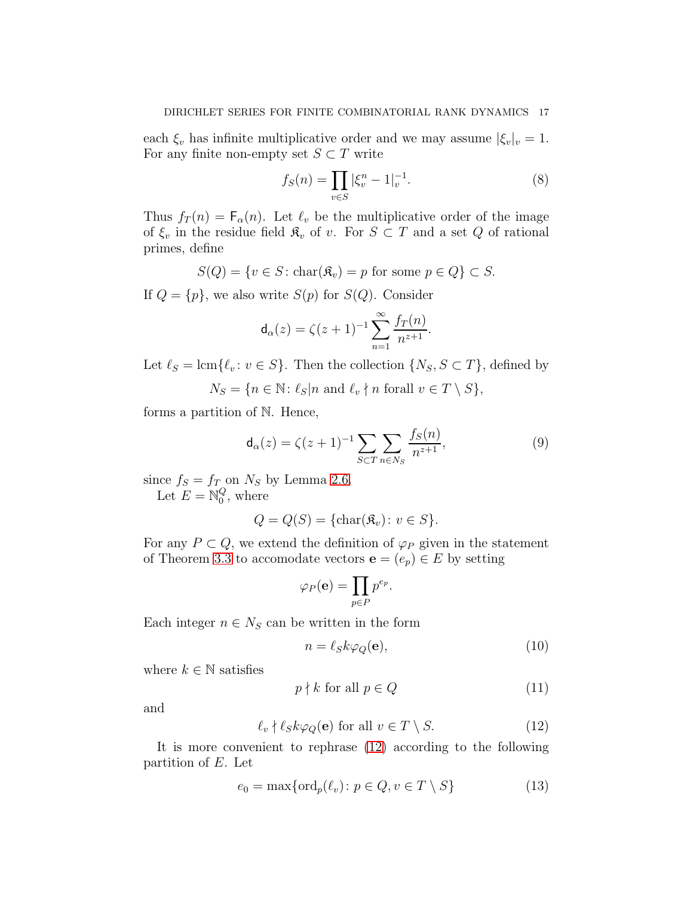each $\xi_v$ has infinite multiplicative order and we may assume $|\xi_v|_v = 1$. For any finite non-empty set $S \subset T$ write

$$f_S(n) = \prod_{v \in S} |\xi_v^n - 1|_v^{-1}. \tag{8}$$

Thus $f_T(n) = \mathsf{F}_\alpha(n)$. Let $\ell_v$ be the multiplicative order of the image of $\xi_v$ in the residue field $\mathfrak{K}_v$ of $v$. For $S \subset T$ and a set $Q$ of rational primes, define

$$S(Q) = \{v \in S \colon \operatorname{char}(\mathfrak{K}_v) = p \text{ for some } p \in Q\} \subset S.$$

If $Q = \{p\}$, we also write $S(p)$ for $S(Q)$. Consider

$$\mathsf{d}_\alpha(z) = \zeta(z+1)^{-1} \sum_{n=1}^{\infty} \frac{f_T(n)}{n^{z+1}}.$$

Let $\ell_S = \operatorname{lcm}\{\ell_v \colon v \in S\}$. Then the collection $\{N_S, S \subset T\}$, defined by

$$N_S = \{n \in \mathbb{N} \colon \ell_S | n \text{ and } \ell_v \nmid n \text{ forall } v \in T \setminus S\},$$

forms a partition of $\mathbb{N}$. Hence,

$$\mathsf{d}_\alpha(z) = \zeta(z+1)^{-1} \sum_{S \subset T} \sum_{n \in N_S} \frac{f_S(n)}{n^{z+1}}, \tag{9}$$

since $f_S = f_T$ on $N_S$ by Lemma 2.6.

Let $E = \mathbb{N}_0^Q$, where

$$Q = Q(S) = \{\operatorname{char}(\mathfrak{K}_v) \colon v \in S\}.$$

For any $P \subset Q$, we extend the definition of $\varphi_P$ given in the statement of Theorem 3.3 to accomodate vectors $\mathbf{e} = (e_p) \in E$ by setting

$$\varphi_P(\mathbf{e}) = \prod_{p \in P} p^{e_p}.$$

Each integer $n \in N_S$ can be written in the form

$$n = \ell_S k \varphi_Q(\mathbf{e}), \tag{10}$$

where $k \in \mathbb{N}$ satisfies

$$p \nmid k \text{ for all } p \in Q \tag{11}$$

and

$$\ell_v \nmid \ell_S k \varphi_Q(\mathbf{e}) \text{ for all } v \in T \setminus S. \tag{12}$$

It is more convenient to rephrase (12) according to the following partition of $E$. Let

$$e_0 = \max\{\operatorname{ord}_p(\ell_v) \colon p \in Q, v \in T \setminus S\} \tag{13}$$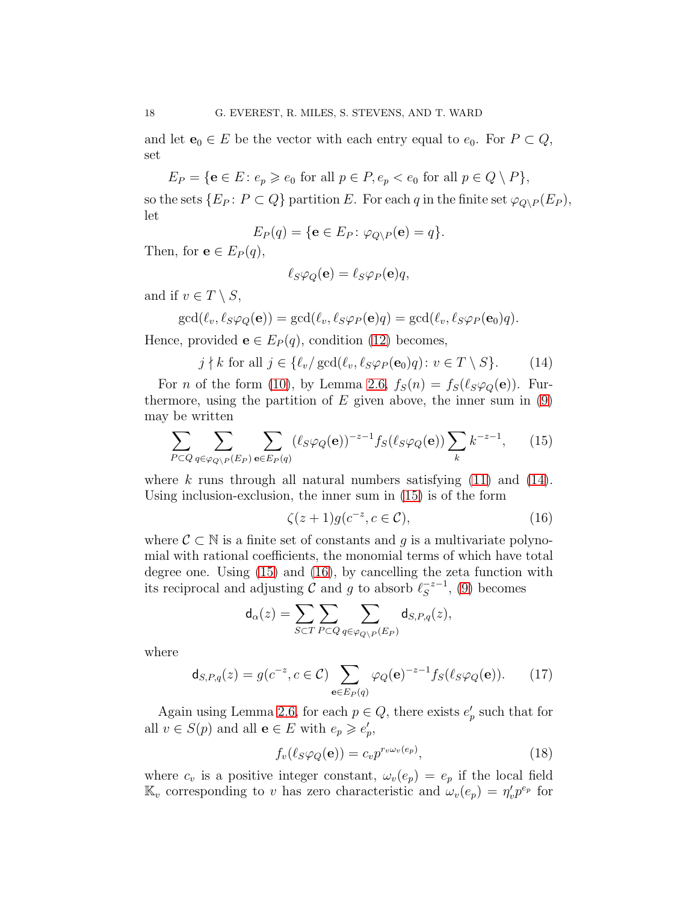and let $\mathbf{e}_0 \in E$ be the vector with each entry equal to $e_0$. For $P \subset Q$, set

$$E_P = \{\mathbf{e} \in E \colon e_p \geqslant e_0 \text{ for all } p \in P, e_p < e_0 \text{ for all } p \in Q \setminus P\},$$

so the sets $\{E_P \colon P \subset Q\}$ partition $E$. For each $q$ in the finite set $\varphi_{Q\setminus P}(E_P)$, let

$$E_P(q) = \{\mathbf{e} \in E_P \colon \varphi_{Q\setminus P}(\mathbf{e}) = q\}.$$

Then, for $\mathbf{e} \in E_P(q)$,

$$\ell_S \varphi_Q(\mathbf{e}) = \ell_S \varphi_P(\mathbf{e}) q,$$

and if $v \in T \setminus S$,

$$\gcd(\ell_v, \ell_S \varphi_Q(\mathbf{e})) = \gcd(\ell_v, \ell_S \varphi_P(\mathbf{e}) q) = \gcd(\ell_v, \ell_S \varphi_P(\mathbf{e}_0) q).$$

Hence, provided $\mathbf{e} \in E_P(q)$, condition (12) becomes,

$$j \nmid k \text{ for all } j \in \{\ell_v / \gcd(\ell_v, \ell_S \varphi_P(\mathbf{e}_0) q) \colon v \in T \setminus S\}. \tag{14}$$

For $n$ of the form (10), by Lemma 2.6, $f_S(n) = f_S(\ell_S \varphi_Q(\mathbf{e}))$. Furthermore, using the partition of $E$ given above, the inner sum in (9) may be written

$$\sum_{P \subset Q} \sum_{q \in \varphi_{Q\setminus P}(E_P)} \sum_{\mathbf{e} \in E_P(q)} (\ell_S \varphi_Q(\mathbf{e}))^{-z-1} f_S(\ell_S \varphi_Q(\mathbf{e})) \sum_k k^{-z-1}, \tag{15}$$

where $k$ runs through all natural numbers satisfying (11) and (14). Using inclusion-exclusion, the inner sum in (15) is of the form

$$\zeta(z+1) g(c^{-z}, c \in \mathcal{C}), \tag{16}$$

where $\mathcal{C} \subset \mathbb{N}$ is a finite set of constants and $g$ is a multivariate polynomial with rational coefficients, the monomial terms of which have total degree one. Using (15) and (16), by cancelling the zeta function with its reciprocal and adjusting $\mathcal{C}$ and $g$ to absorb $\ell_S^{-z-1}$, (9) becomes

$$\mathsf{d}_\alpha(z) = \sum_{S \subset T} \sum_{P \subset Q} \sum_{q \in \varphi_{Q\setminus P}(E_P)} \mathsf{d}_{S,P,q}(z),$$

where

$$\mathsf{d}_{S,P,q}(z) = g(c^{-z}, c \in \mathcal{C}) \sum_{\mathbf{e} \in E_P(q)} \varphi_Q(\mathbf{e})^{-z-1} f_S(\ell_S \varphi_Q(\mathbf{e})). \tag{17}$$

Again using Lemma 2.6, for each $p \in Q$, there exists $e_p'$ such that for all $v \in S(p)$ and all $\mathbf{e} \in E$ with $e_p \geqslant e_p'$,

$$f_v(\ell_S \varphi_Q(\mathbf{e})) = c_v p^{r_v \omega_v(e_p)}, \tag{18}$$

where $c_v$ is a positive integer constant, $\omega_v(e_p) = e_p$ if the local field $\mathbb{K}_v$ corresponding to $v$ has zero characteristic and $\omega_v(e_p) = \eta_v' p^{e_p}$ for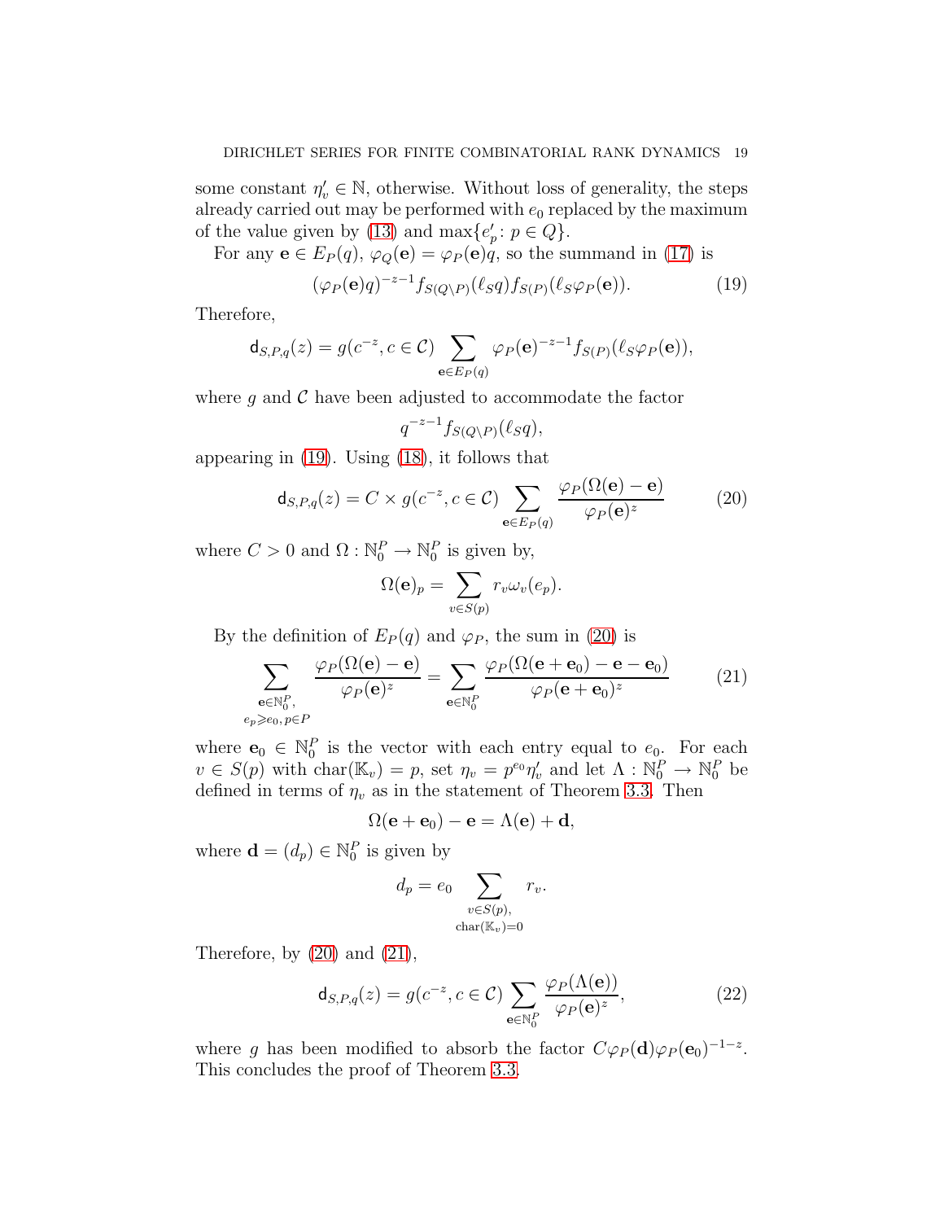some constant $\eta'_v \in \mathbb{N}$, otherwise. Without loss of generality, the steps already carried out may be performed with $e_0$ replaced by the maximum of the value given by (13) and $\max\{e'_p : p \in Q\}$.

For any $\mathbf{e} \in E_P(q)$, $\varphi_Q(\mathbf{e}) = \varphi_P(\mathbf{e})q$, so the summand in (17) is

$$(\varphi_P(\mathbf{e})q)^{-z-1} f_{S(Q\setminus P)}(\ell_S q) f_{S(P)}(\ell_S \varphi_P(\mathbf{e})). \tag{19}$$

Therefore,

$$\mathsf{d}_{S,P,q}(z) = g(c^{-z}, c \in \mathcal{C}) \sum_{\mathbf{e} \in E_P(q)} \varphi_P(\mathbf{e})^{-z-1} f_{S(P)}(\ell_S \varphi_P(\mathbf{e})),$$

where $g$ and $\mathcal{C}$ have been adjusted to accommodate the factor

$$q^{-z-1} f_{S(Q\setminus P)}(\ell_S q),$$

appearing in (19). Using (18), it follows that

$$\mathsf{d}_{S,P,q}(z) = C \times g(c^{-z}, c \in \mathcal{C}) \sum_{\mathbf{e} \in E_P(q)} \frac{\varphi_P(\Omega(\mathbf{e}) - \mathbf{e})}{\varphi_P(\mathbf{e})^z} \tag{20}$$

where $C > 0$ and $\Omega : \mathbb{N}_0^P \to \mathbb{N}_0^P$ is given by,

$$\Omega(\mathbf{e})_p = \sum_{v \in S(p)} r_v \omega_v(e_p).$$

By the definition of $E_P(q)$ and $\varphi_P$, the sum in (20) is

$$\sum_{\substack{\mathbf{e} \in \mathbb{N}_0^P, \\ e_p \geqslant e_0,\, p \in P}} \frac{\varphi_P(\Omega(\mathbf{e}) - \mathbf{e})}{\varphi_P(\mathbf{e})^z} = \sum_{\mathbf{e} \in \mathbb{N}_0^P} \frac{\varphi_P(\Omega(\mathbf{e} + \mathbf{e}_0) - \mathbf{e} - \mathbf{e}_0)}{\varphi_P(\mathbf{e} + \mathbf{e}_0)^z} \tag{21}$$

where $\mathbf{e}_0 \in \mathbb{N}_0^P$ is the vector with each entry equal to $e_0$. For each $v \in S(p)$ with $\mathrm{char}(\mathbb{K}_v) = p$, set $\eta_v = p^{e_0}\eta'_v$ and let $\Lambda : \mathbb{N}_0^P \to \mathbb{N}_0^P$ be defined in terms of $\eta_v$ as in the statement of Theorem 3.3. Then

$$\Omega(\mathbf{e} + \mathbf{e}_0) - \mathbf{e} = \Lambda(\mathbf{e}) + \mathbf{d},$$

where $\mathbf{d} = (d_p) \in \mathbb{N}_0^P$ is given by

$$d_p = e_0 \sum_{\substack{v \in S(p), \\ \mathrm{char}(\mathbb{K}_v) = 0}} r_v.$$

Therefore, by (20) and (21),

$$\mathsf{d}_{S,P,q}(z) = g(c^{-z}, c \in \mathcal{C}) \sum_{\mathbf{e} \in \mathbb{N}_0^P} \frac{\varphi_P(\Lambda(\mathbf{e}))}{\varphi_P(\mathbf{e})^z}, \tag{22}$$

where $g$ has been modified to absorb the factor $C\varphi_P(\mathbf{d})\varphi_P(\mathbf{e}_0)^{-1-z}$. This concludes the proof of Theorem 3.3.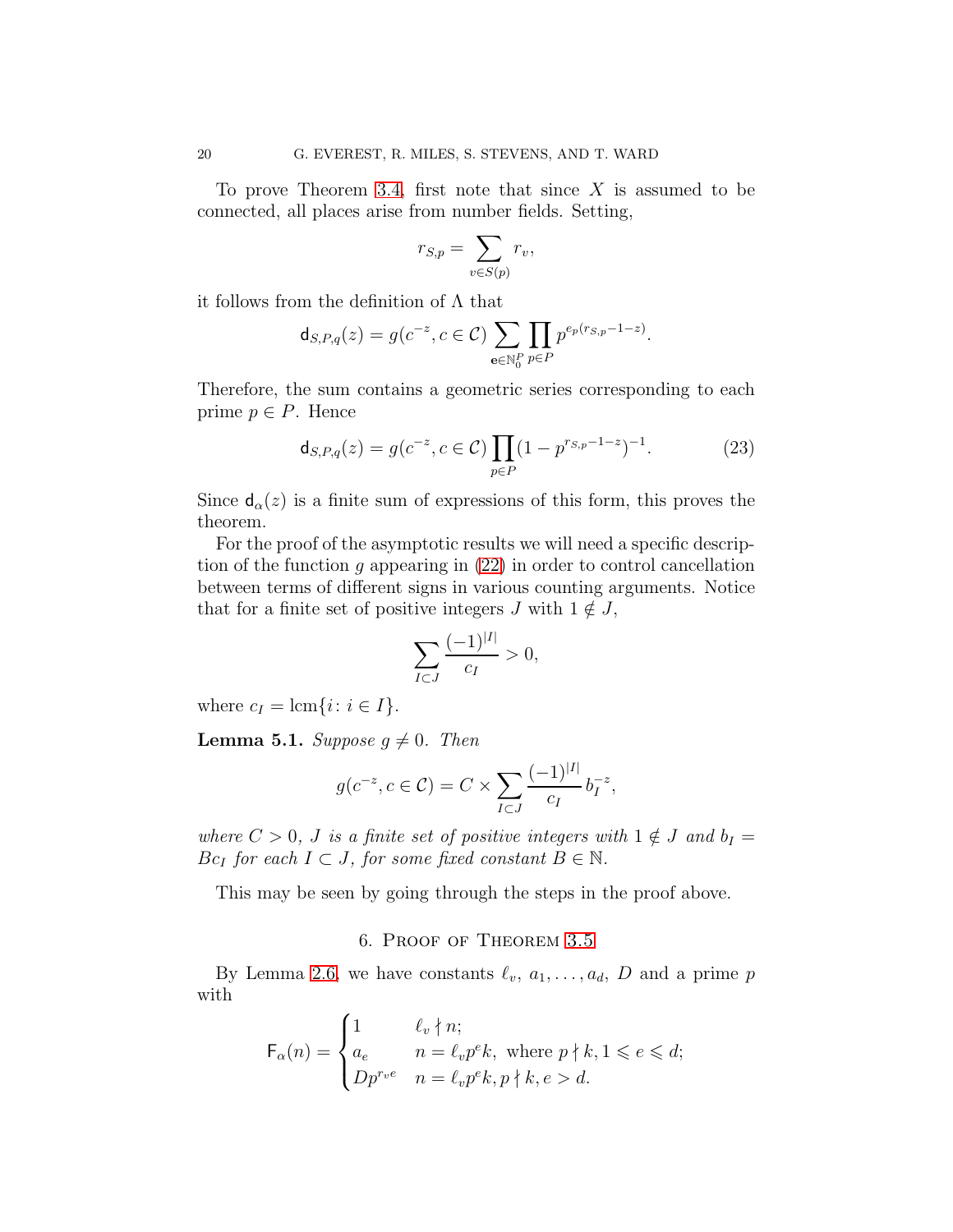To prove Theorem 3.4, first note that since $X$ is assumed to be connected, all places arise from number fields. Setting,

$$r_{S,p} = \sum_{v \in S(p)} r_v,$$

it follows from the definition of $\Lambda$ that

$$\mathsf{d}_{S,P,q}(z) = g(c^{-z}, c \in \mathcal{C}) \sum_{\mathbf{e} \in \mathbb{N}_0^P} \prod_{p \in P} p^{e_p(r_{S,p}-1-z)}.$$

Therefore, the sum contains a geometric series corresponding to each prime $p \in P$. Hence

$$\mathsf{d}_{S,P,q}(z) = g(c^{-z}, c \in \mathcal{C}) \prod_{p \in P} (1 - p^{r_{S,p}-1-z})^{-1}. \tag{23}$$

Since $\mathsf{d}_\alpha(z)$ is a finite sum of expressions of this form, this proves the theorem.

For the proof of the asymptotic results we will need a specific description of the function $g$ appearing in (22) in order to control cancellation between terms of different signs in various counting arguments. Notice that for a finite set of positive integers $J$ with $1 \notin J$,

$$\sum_{I \subset J} \frac{(-1)^{|I|}}{c_I} > 0,$$

where $c_I = \operatorname{lcm}\{i \colon i \in I\}$.

**Lemma 5.1.** *Suppose $g \neq 0$. Then*

$$g(c^{-z}, c \in \mathcal{C}) = C \times \sum_{I \subset J} \frac{(-1)^{|I|}}{c_I} b_I^{-z},$$

*where $C > 0$, $J$ is a finite set of positive integers with $1 \notin J$ and $b_I = Bc_I$ for each $I \subset J$, for some fixed constant $B \in \mathbb{N}$.*

This may be seen by going through the steps in the proof above.

## 6. Proof of Theorem 3.5

By Lemma 2.6, we have constants $\ell_v$, $a_1, \dots, a_d$, $D$ and a prime $p$ with

$$\mathsf{F}_\alpha(n) = \begin{cases} 1 & \ell_v \nmid n; \\ a_e & n = \ell_v p^e k, \text{ where } p \nmid k, 1 \leqslant e \leqslant d; \\ Dp^{r_v e} & n = \ell_v p^e k, p \nmid k, e > d. \end{cases}$$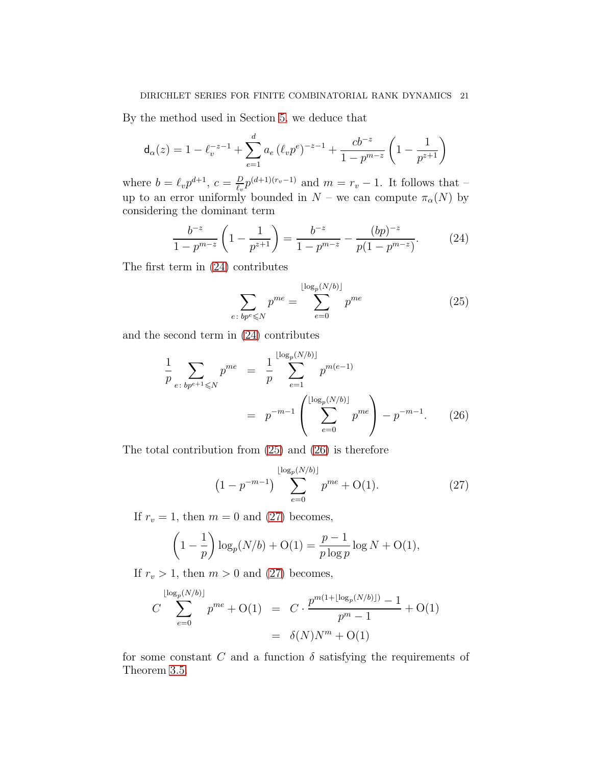By the method used in Section 5, we deduce that

$$\mathsf{d}_\alpha(z) = 1 - \ell_v^{-z-1} + \sum_{e=1}^{d} a_e \left(\ell_v p^e\right)^{-z-1} + \frac{cb^{-z}}{1 - p^{m-z}} \left(1 - \frac{1}{p^{z+1}}\right)$$

where $b = \ell_v p^{d+1}$, $c = \frac{D}{\ell_v} p^{(d+1)(r_v - 1)}$ and $m = r_v - 1$. It follows that – up to an error uniformly bounded in $N$ – we can compute $\pi_\alpha(N)$ by considering the dominant term

$$\frac{b^{-z}}{1 - p^{m-z}} \left(1 - \frac{1}{p^{z+1}}\right) = \frac{b^{-z}}{1 - p^{m-z}} - \frac{(bp)^{-z}}{p(1 - p^{m-z})}. \tag{24}$$

The first term in (24) contributes

$$\sum_{e\,:\, bp^e \leqslant N} p^{me} = \sum_{e=0}^{\lfloor \log_p (N/b) \rfloor} p^{me} \tag{25}$$

and the second term in (24) contributes

$$\begin{aligned}
\frac{1}{p} \sum_{e\,:\, bp^{e+1} \leqslant N} p^{me} &= \frac{1}{p} \sum_{e=1}^{\lfloor \log_p (N/b) \rfloor} p^{m(e-1)} \\
&= p^{-m-1} \left( \sum_{e=0}^{\lfloor \log_p (N/b) \rfloor} p^{me} \right) - p^{-m-1}. \qquad (26)
\end{aligned}$$

The total contribution from (25) and (26) is therefore

$$\left(1 - p^{-m-1}\right) \sum_{e=0}^{\lfloor \log_p (N/b) \rfloor} p^{me} + \mathrm{O}(1). \tag{27}$$

If $r_v = 1$, then $m = 0$ and (27) becomes,

$$\left(1 - \frac{1}{p}\right) \log_p (N/b) + \mathrm{O}(1) = \frac{p-1}{p \log p} \log N + \mathrm{O}(1),$$

If $r_v > 1$, then $m > 0$ and (27) becomes,

$$\begin{aligned}
C \sum_{e=0}^{\lfloor \log_p (N/b) \rfloor} p^{me} + \mathrm{O}(1) &= C \cdot \frac{p^{m(1 + \lfloor \log_p (N/b) \rfloor)} - 1}{p^m - 1} + \mathrm{O}(1) \\
&= \delta(N) N^m + \mathrm{O}(1)
\end{aligned}$$

for some constant $C$ and a function $\delta$ satisfying the requirements of Theorem 3.5.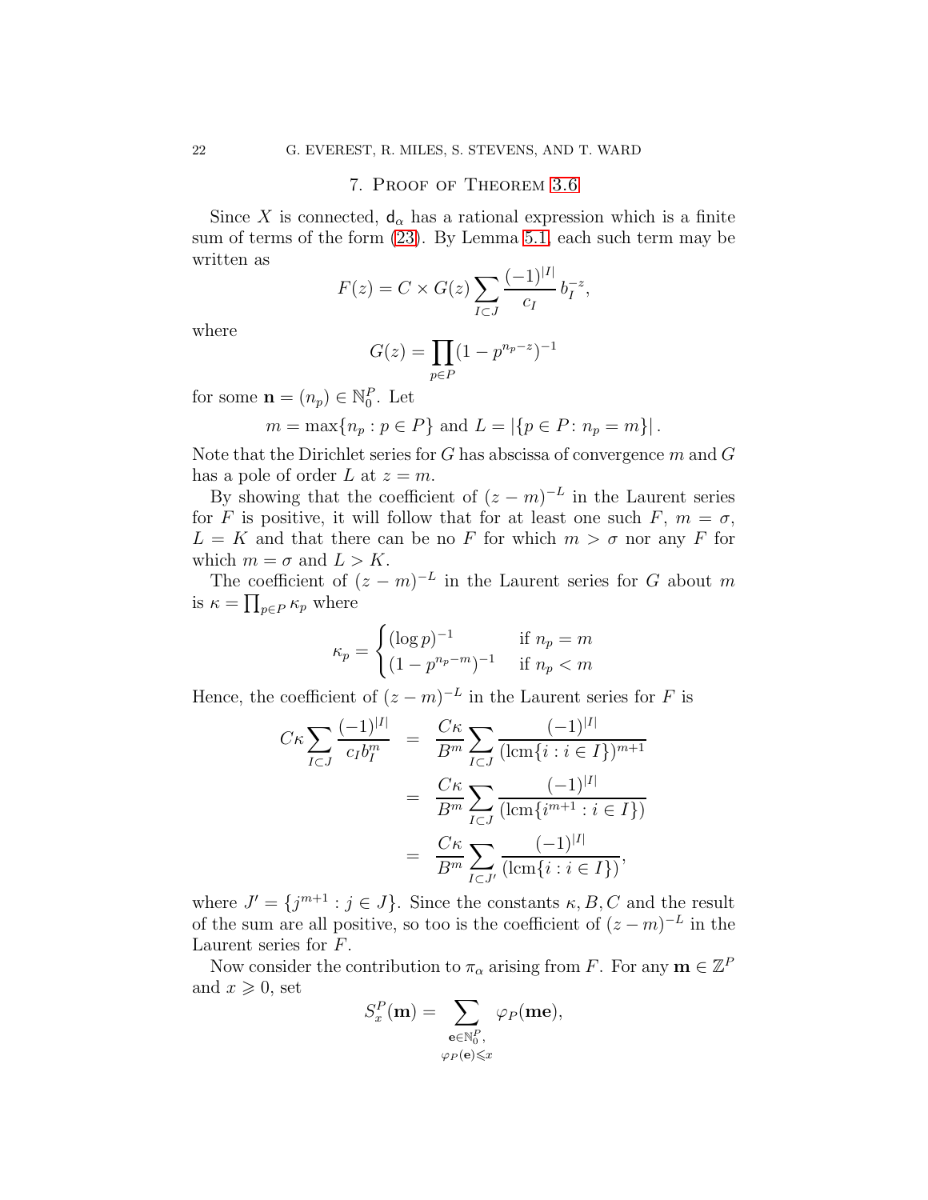## 7. Proof of Theorem 3.6

Since $X$ is connected, $\mathsf{d}_\alpha$ has a rational expression which is a finite sum of terms of the form (23). By Lemma 5.1, each such term may be written as

$$F(z) = C \times G(z) \sum_{I \subset J} \frac{(-1)^{|I|}}{c_I} \, b_I^{-z},$$

where

$$G(z) = \prod_{p \in P} (1 - p^{n_p - z})^{-1}$$

for some $\mathbf{n} = (n_p) \in \mathbb{N}_0^P$. Let

$$m = \max\{n_p : p \in P\} \text{ and } L = |\{p \in P \colon n_p = m\}|.$$

Note that the Dirichlet series for $G$ has abscissa of convergence $m$ and $G$ has a pole of order $L$ at $z = m$.

By showing that the coefficient of $(z-m)^{-L}$ in the Laurent series for $F$ is positive, it will follow that for at least one such $F$, $m = \sigma$, $L = K$ and that there can be no $F$ for which $m > \sigma$ nor any $F$ for which $m = \sigma$ and $L > K$.

The coefficient of $(z-m)^{-L}$ in the Laurent series for $G$ about $m$ is $\kappa = \prod_{p \in P} \kappa_p$ where

$$\kappa_p = \begin{cases} (\log p)^{-1} & \text{if } n_p = m \\ (1 - p^{n_p - m})^{-1} & \text{if } n_p < m \end{cases}$$

Hence, the coefficient of $(z-m)^{-L}$ in the Laurent series for $F$ is

$$\begin{aligned} C\kappa \sum_{I \subset J} \frac{(-1)^{|I|}}{c_I b_I^m} &= \frac{C\kappa}{B^m} \sum_{I \subset J} \frac{(-1)^{|I|}}{(\operatorname{lcm}\{i : i \in I\})^{m+1}} \\ &= \frac{C\kappa}{B^m} \sum_{I \subset J} \frac{(-1)^{|I|}}{(\operatorname{lcm}\{i^{m+1} : i \in I\})} \\ &= \frac{C\kappa}{B^m} \sum_{I \subset J'} \frac{(-1)^{|I|}}{(\operatorname{lcm}\{i : i \in I\})}, \end{aligned}$$

where $J' = \{j^{m+1} : j \in J\}$. Since the constants $\kappa, B, C$ and the result of the sum are all positive, so too is the coefficient of $(z-m)^{-L}$ in the Laurent series for $F$.

Now consider the contribution to $\pi_\alpha$ arising from $F$. For any $\mathbf{m} \in \mathbb{Z}^P$ and $x \geqslant 0$, set

$$S_x^P(\mathbf{m}) = \sum_{\substack{\mathbf{e} \in \mathbb{N}_0^P, \\ \varphi_P(\mathbf{e}) \leqslant x}} \varphi_P(\mathbf{m}\mathbf{e}),$$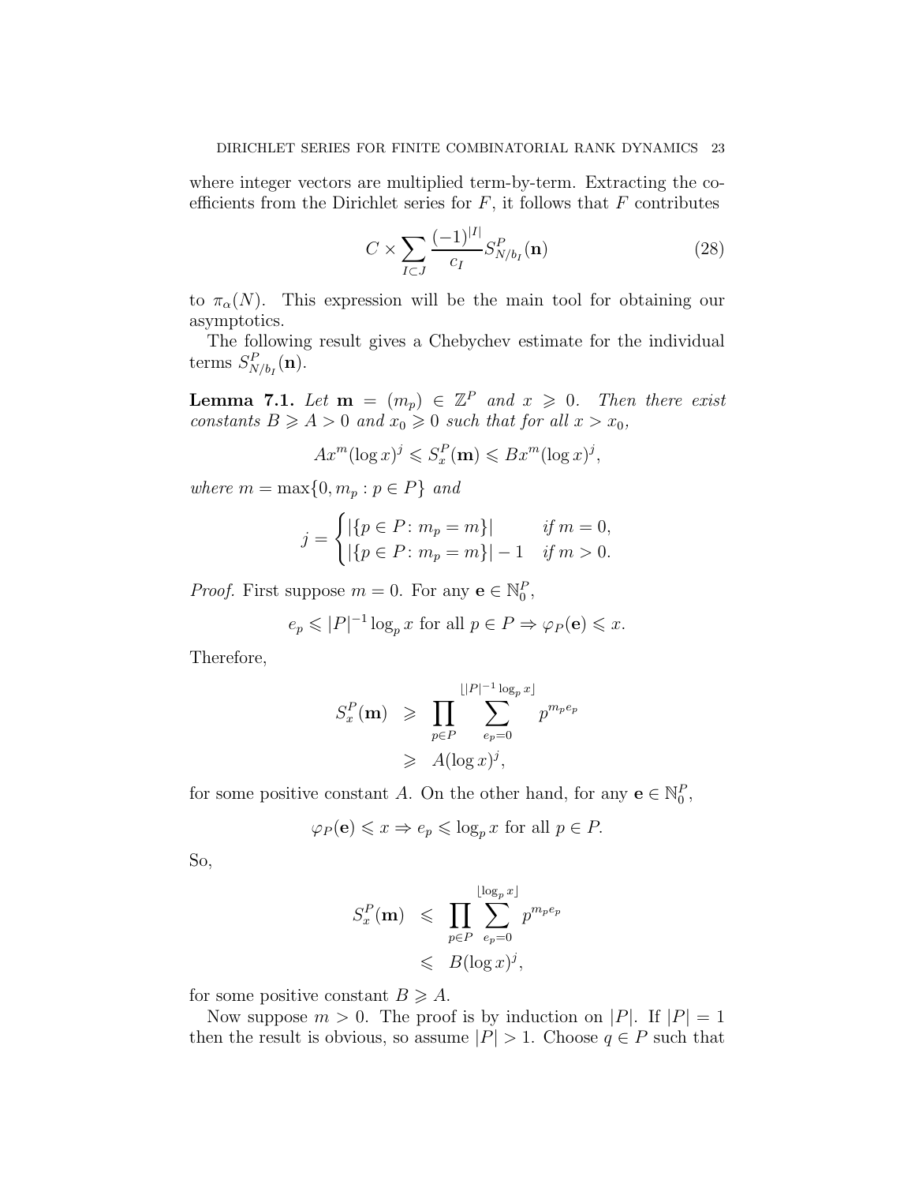where integer vectors are multiplied term-by-term. Extracting the coefficients from the Dirichlet series for $F$, it follows that $F$ contributes

$$C \times \sum_{I \subset J} \frac{(-1)^{|I|}}{c_I} S^P_{N/b_I}(\mathbf{n}) \tag{28}$$

to $\pi_\alpha(N)$. This expression will be the main tool for obtaining our asymptotics.

The following result gives a Chebychev estimate for the individual terms $S^P_{N/b_I}(\mathbf{n})$.

**Lemma 7.1.** *Let $\mathbf{m} = (m_p) \in \mathbb{Z}^P$ and $x \geqslant 0$. Then there exist constants $B \geqslant A > 0$ and $x_0 \geqslant 0$ such that for all $x > x_0$,*

$$Ax^m (\log x)^j \leqslant S^P_x(\mathbf{m}) \leqslant Bx^m (\log x)^j,$$

*where $m = \max\{0, m_p : p \in P\}$ and*

$$j = \begin{cases} |\{p \in P \colon m_p = m\}| & \text{if } m = 0, \\ |\{p \in P \colon m_p = m\}| - 1 & \text{if } m > 0. \end{cases}$$

*Proof.* First suppose $m = 0$. For any $\mathbf{e} \in \mathbb{N}_0^P$,

$$e_p \leqslant |P|^{-1} \log_p x \text{ for all } p \in P \Rightarrow \varphi_P(\mathbf{e}) \leqslant x.$$

Therefore,

$$\begin{aligned} S^P_x(\mathbf{m}) &\geqslant \prod_{p \in P} \sum_{e_p = 0}^{\lfloor |P|^{-1} \log_p x \rfloor} p^{m_p e_p} \\ &\geqslant A(\log x)^j, \end{aligned}$$

for some positive constant $A$. On the other hand, for any $\mathbf{e} \in \mathbb{N}_0^P$,

$$\varphi_P(\mathbf{e}) \leqslant x \Rightarrow e_p \leqslant \log_p x \text{ for all } p \in P.$$

So,

$$\begin{aligned} S^P_x(\mathbf{m}) &\leqslant \prod_{p \in P} \sum_{e_p = 0}^{\lfloor \log_p x \rfloor} p^{m_p e_p} \\ &\leqslant B(\log x)^j, \end{aligned}$$

for some positive constant $B \geqslant A$.

Now suppose $m > 0$. The proof is by induction on $|P|$. If $|P| = 1$ then the result is obvious, so assume $|P| > 1$. Choose $q \in P$ such that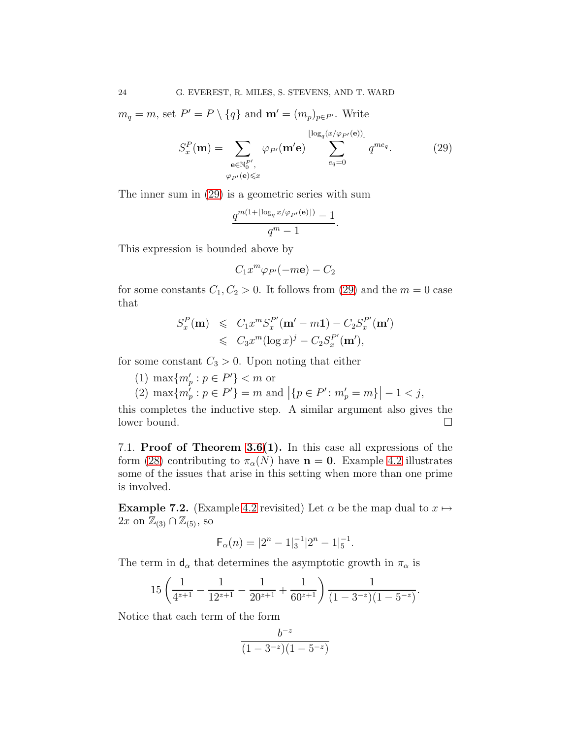$m_q = m$, set $P' = P \setminus \{q\}$ and $\mathbf{m}' = (m_p)_{p \in P'}$. Write

$$S_x^P(\mathbf{m}) = \sum_{\substack{\mathbf{e} \in \mathbb{N}_0^{P'}, \\ \varphi_{P'}(\mathbf{e}) \leqslant x}} \varphi_{P'}(\mathbf{m}'\mathbf{e}) \sum_{e_q=0}^{\lfloor \log_q(x/\varphi_{P'}(\mathbf{e})) \rfloor} q^{m e_q}. \tag{29}$$

The inner sum in (29) is a geometric series with sum

$$\frac{q^{m(1+\lfloor \log_q x/\varphi_{P'}(\mathbf{e}) \rfloor)} - 1}{q^m - 1}.$$

This expression is bounded above by

$$C_1 x^m \varphi_{P'}(-m\mathbf{e}) - C_2$$

for some constants $C_1, C_2 > 0$. It follows from (29) and the $m = 0$ case that

$$\begin{aligned} S_x^P(\mathbf{m}) &\leqslant C_1 x^m S_x^{P'}(\mathbf{m}' - m\mathbf{1}) - C_2 S_x^{P'}(\mathbf{m}') \\ &\leqslant C_3 x^m (\log x)^j - C_2 S_x^{P'}(\mathbf{m}'), \end{aligned}$$

for some constant $C_3 > 0$. Upon noting that either

(1) $\max\{m'_p : p \in P'\} < m$ or
(2) $\max\{m'_p : p \in P'\} = m$ and $\left|\{p \in P' \colon m'_p = m\}\right| - 1 < j$,

this completes the inductive step. A similar argument also gives the lower bound. □

7.1. **Proof of Theorem 3.6(1).** In this case all expressions of the form (28) contributing to $\pi_\alpha(N)$ have $\mathbf{n} = \mathbf{0}$. Example 4.2 illustrates some of the issues that arise in this setting when more than one prime is involved.

**Example 7.2.** (Example 4.2 revisited) Let $\alpha$ be the map dual to $x \mapsto 2x$ on $\mathbb{Z}_{(3)} \cap \mathbb{Z}_{(5)}$, so

$$\mathsf{F}_\alpha(n) = |2^n - 1|_3^{-1} |2^n - 1|_5^{-1}.$$

The term in $\mathsf{d}_\alpha$ that determines the asymptotic growth in $\pi_\alpha$ is

$$15\left(\frac{1}{4^{z+1}} - \frac{1}{12^{z+1}} - \frac{1}{20^{z+1}} + \frac{1}{60^{z+1}}\right)\frac{1}{(1-3^{-z})(1-5^{-z})}.$$

Notice that each term of the form

$$\frac{b^{-z}}{(1-3^{-z})(1-5^{-z})}$$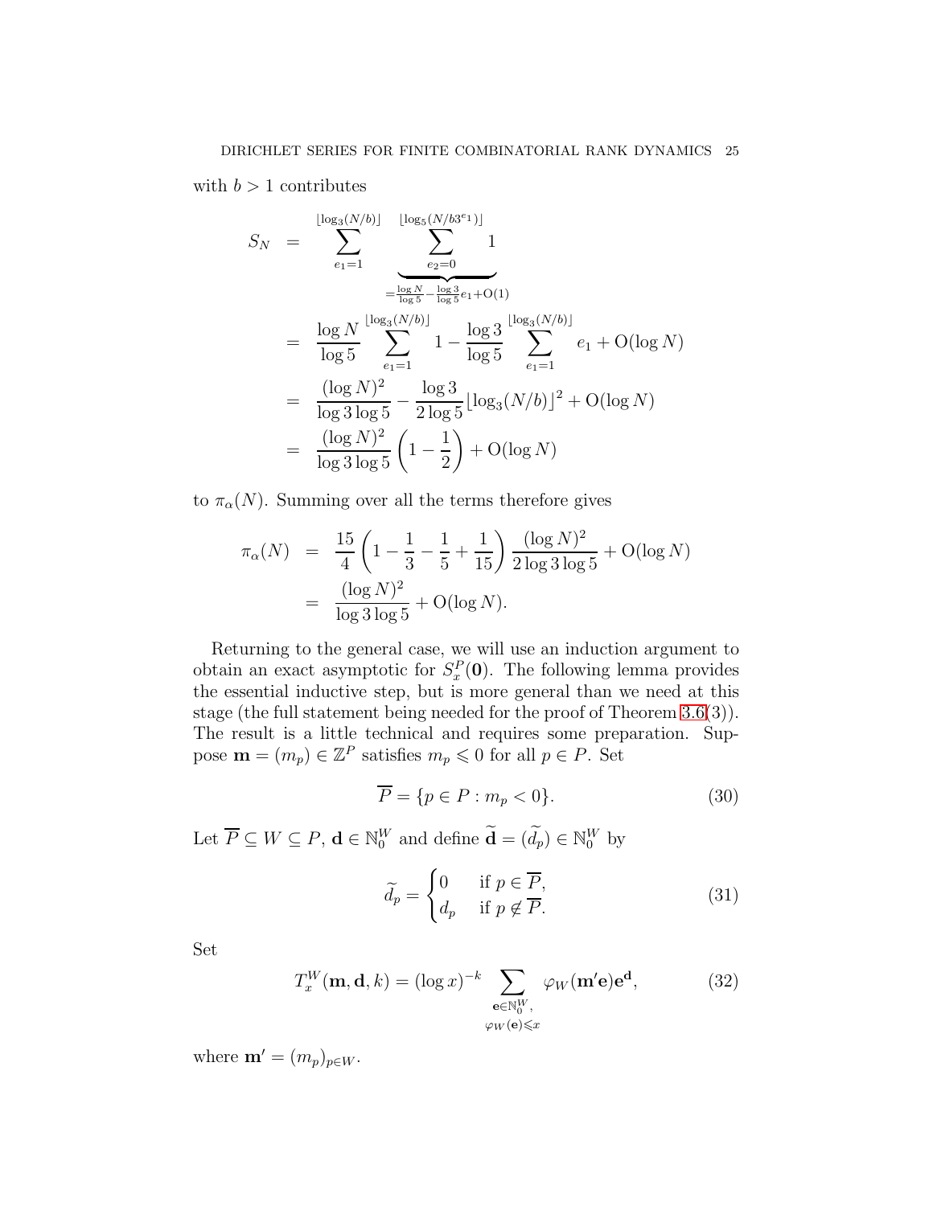with $b > 1$ contributes

$$
\begin{aligned}
S_N &= \sum_{e_1=1}^{\lfloor \log_3(N/b) \rfloor} \underbrace{\sum_{e_2=0}^{\lfloor \log_5(N/b3^{e_1}) \rfloor} 1}_{=\frac{\log N}{\log 5} - \frac{\log 3}{\log 5} e_1 + \mathrm{O}(1)} \\
&= \frac{\log N}{\log 5} \sum_{e_1=1}^{\lfloor \log_3(N/b) \rfloor} 1 - \frac{\log 3}{\log 5} \sum_{e_1=1}^{\lfloor \log_3(N/b) \rfloor} e_1 + \mathrm{O}(\log N) \\
&= \frac{(\log N)^2}{\log 3 \log 5} - \frac{\log 3}{2 \log 5} \lfloor \log_3(N/b) \rfloor^2 + \mathrm{O}(\log N) \\
&= \frac{(\log N)^2}{\log 3 \log 5} \left(1 - \frac{1}{2}\right) + \mathrm{O}(\log N)
\end{aligned}
$$

to $\pi_\alpha(N)$. Summing over all the terms therefore gives

$$
\begin{aligned}
\pi_\alpha(N) &= \frac{15}{4}\left(1 - \frac{1}{3} - \frac{1}{5} + \frac{1}{15}\right) \frac{(\log N)^2}{2 \log 3 \log 5} + \mathrm{O}(\log N) \\
&= \frac{(\log N)^2}{\log 3 \log 5} + \mathrm{O}(\log N).
\end{aligned}
$$

Returning to the general case, we will use an induction argument to obtain an exact asymptotic for $S_x^P(\mathbf{0})$. The following lemma provides the essential inductive step, but is more general than we need at this stage (the full statement being needed for the proof of Theorem 3.6(3)). The result is a little technical and requires some preparation. Suppose $\mathbf{m} = (m_p) \in \mathbb{Z}^P$ satisfies $m_p \leqslant 0$ for all $p \in P$. Set

$$
\overline{P} = \{p \in P : m_p < 0\}. \tag{30}
$$

Let $\overline{P} \subseteq W \subseteq P$, $\mathbf{d} \in \mathbb{N}_0^W$ and define $\widetilde{\mathbf{d}} = (\widetilde{d}_p) \in \mathbb{N}_0^W$ by

$$
\widetilde{d}_p = \begin{cases} 0 & \text{if } p \in \overline{P}, \\ d_p & \text{if } p \notin \overline{P}. \end{cases} \tag{31}
$$

Set

$$
T_x^W(\mathbf{m}, \mathbf{d}, k) = (\log x)^{-k} \sum_{\substack{\mathbf{e} \in \mathbb{N}_0^W, \\ \varphi_W(\mathbf{e}) \leqslant x}} \varphi_W(\mathbf{m}'\mathbf{e}) \mathbf{e}^{\mathbf{d}}, \tag{32}
$$

where $\mathbf{m}' = (m_p)_{p \in W}$.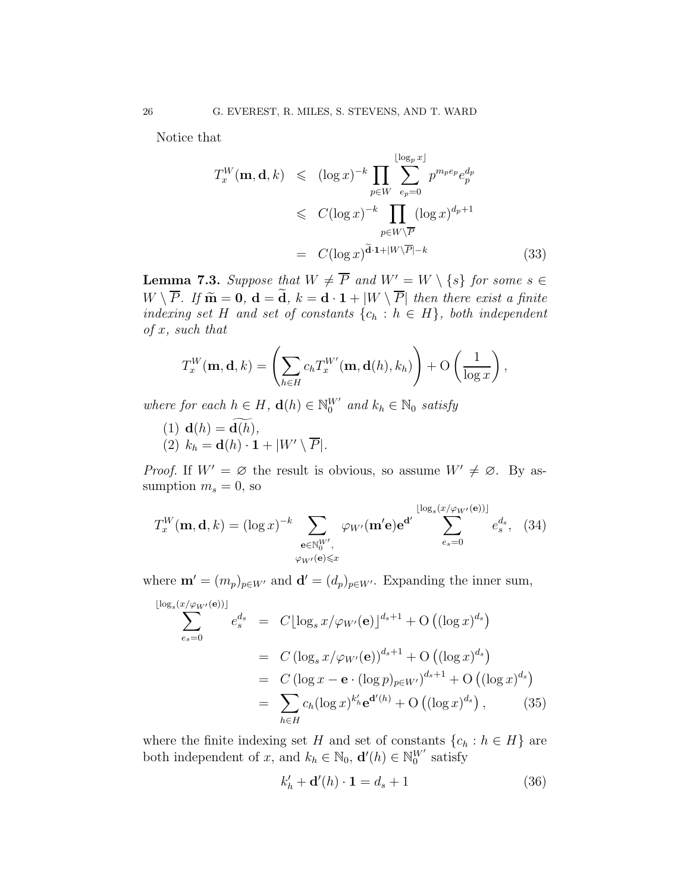Notice that

$$
\begin{aligned}
T_x^W(\mathbf{m}, \mathbf{d}, k) &\leqslant (\log x)^{-k} \prod_{p \in W} \sum_{e_p=0}^{\lfloor \log_p x \rfloor} p^{m_p e_p} e_p^{d_p} \\
&\leqslant C(\log x)^{-k} \prod_{p \in W \setminus \overline{P}} (\log x)^{d_p+1} \\
&= C(\log x)^{\widetilde{\mathbf{d}} \cdot \mathbf{1} + |W \setminus \overline{P}| - k} \qquad (33)
\end{aligned}
$$

**Lemma 7.3.** *Suppose that $W \neq \overline{P}$ and $W' = W \setminus \{s\}$ for some $s \in W \setminus \overline{P}$. If $\widetilde{\mathbf{m}} = \mathbf{0}$, $\mathbf{d} = \widetilde{\mathbf{d}}$, $k = \mathbf{d} \cdot \mathbf{1} + |W \setminus \overline{P}|$ then there exist a finite indexing set $H$ and set of constants $\{c_h : h \in H\}$, both independent of $x$, such that*

$$
T_x^W(\mathbf{m}, \mathbf{d}, k) = \left( \sum_{h \in H} c_h T_x^{W'}(\mathbf{m}, \mathbf{d}(h), k_h) \right) + \mathrm{O}\left( \frac{1}{\log x} \right),
$$

*where for each $h \in H$, $\mathbf{d}(h) \in \mathbb{N}_0^{W'}$ and $k_h \in \mathbb{N}_0$ satisfy*

(1) $\mathbf{d}(h) = \widetilde{\mathbf{d}(h)}$,
(2) $k_h = \mathbf{d}(h) \cdot \mathbf{1} + |W' \setminus \overline{P}|$.

*Proof.* If $W' = \varnothing$ the result is obvious, so assume $W' \neq \varnothing$. By assumption $m_s = 0$, so

$$
T_x^W(\mathbf{m}, \mathbf{d}, k) = (\log x)^{-k} \sum_{\substack{\mathbf{e} \in \mathbb{N}_0^{W'}, \\ \varphi_{W'}(\mathbf{e}) \leqslant x}} \varphi_{W'}(\mathbf{m}'\mathbf{e}) \mathbf{e}^{\mathbf{d}'} \sum_{e_s=0}^{\lfloor \log_s (x/\varphi_{W'}(\mathbf{e})) \rfloor} e_s^{d_s}, \quad (34)
$$

where $\mathbf{m}' = (m_p)_{p \in W'}$ and $\mathbf{d}' = (d_p)_{p \in W'}$. Expanding the inner sum,

$$
\begin{aligned}
\sum_{e_s=0}^{\lfloor \log_s (x/\varphi_{W'}(\mathbf{e})) \rfloor} e_s^{d_s} &= C \lfloor \log_s x / \varphi_{W'}(\mathbf{e}) \rfloor^{d_s+1} + \mathrm{O}\left( (\log x)^{d_s} \right) \\
&= C \left( \log_s x / \varphi_{W'}(\mathbf{e}) \right)^{d_s+1} + \mathrm{O}\left( (\log x)^{d_s} \right) \\
&= C \left( \log x - \mathbf{e} \cdot (\log p)_{p \in W'} \right)^{d_s+1} + \mathrm{O}\left( (\log x)^{d_s} \right) \\
&= \sum_{h \in H} c_h (\log x)^{k'_h} \mathbf{e}^{\mathbf{d}'(h)} + \mathrm{O}\left( (\log x)^{d_s} \right), \qquad (35)
\end{aligned}
$$

where the finite indexing set $H$ and set of constants $\{c_h : h \in H\}$ are both independent of $x$, and $k_h \in \mathbb{N}_0$, $\mathbf{d}'(h) \in \mathbb{N}_0^{W'}$ satisfy

$$
k'_h + \mathbf{d}'(h) \cdot \mathbf{1} = d_s + 1 \qquad (36)
$$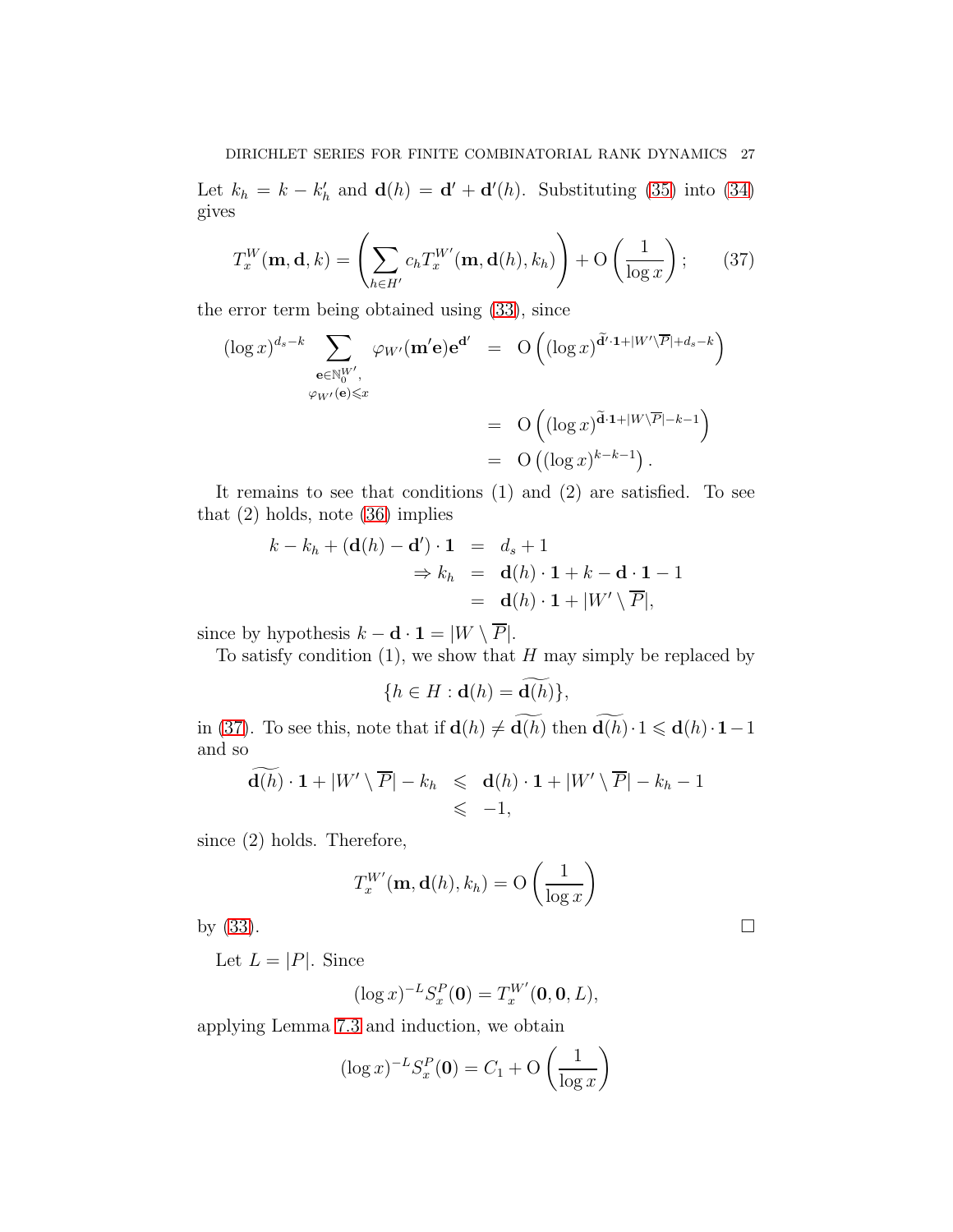Let $k_h = k - k'_h$ and $\mathbf{d}(h) = \mathbf{d}' + \mathbf{d}'(h)$. Substituting (35) into (34) gives

$$T_x^W(\mathbf{m}, \mathbf{d}, k) = \left( \sum_{h \in H'} c_h T_x^{W'}(\mathbf{m}, \mathbf{d}(h), k_h) \right) + \mathrm{O}\left( \frac{1}{\log x} \right); \tag{37}$$

the error term being obtained using (33), since

$$\begin{aligned}
(\log x)^{d_s - k} \sum_{\substack{\mathbf{e} \in \mathbb{N}_0^{W'}, \\ \varphi_{W'}(\mathbf{e}) \leqslant x}} \varphi_{W'}(\mathbf{m}'\mathbf{e}) \mathbf{e}^{\mathbf{d}'} &= \mathrm{O}\left( (\log x)^{\widetilde{\mathbf{d}'} \cdot \mathbf{1} + |W' \setminus \overline{P}| + d_s - k} \right) \\
&= \mathrm{O}\left( (\log x)^{\widetilde{\mathbf{d}} \cdot \mathbf{1} + |W \setminus \overline{P}| - k - 1} \right) \\
&= \mathrm{O}\left( (\log x)^{k - k - 1} \right).
\end{aligned}$$

It remains to see that conditions (1) and (2) are satisfied. To see that (2) holds, note (36) implies

$$\begin{aligned}
k - k_h + (\mathbf{d}(h) - \mathbf{d}') \cdot \mathbf{1} &= d_s + 1 \\
\Rightarrow k_h &= \mathbf{d}(h) \cdot \mathbf{1} + k - \mathbf{d} \cdot \mathbf{1} - 1 \\
&= \mathbf{d}(h) \cdot \mathbf{1} + |W' \setminus \overline{P}|,
\end{aligned}$$

since by hypothesis $k - \mathbf{d} \cdot \mathbf{1} = |W \setminus \overline{P}|$.

To satisfy condition (1), we show that $H$ may simply be replaced by

$$\{h \in H : \mathbf{d}(h) = \widetilde{\mathbf{d}(h)}\},$$

in (37). To see this, note that if $\mathbf{d}(h) \neq \widetilde{\mathbf{d}(h)}$ then $\widetilde{\mathbf{d}(h)} \cdot 1 \leqslant \mathbf{d}(h) \cdot \mathbf{1} - 1$ and so

$$\begin{aligned}
\widetilde{\mathbf{d}(h)} \cdot \mathbf{1} + |W' \setminus \overline{P}| - k_h &\leqslant \mathbf{d}(h) \cdot \mathbf{1} + |W' \setminus \overline{P}| - k_h - 1 \\
&\leqslant -1,
\end{aligned}$$

since (2) holds. Therefore,

$$T_x^{W'}(\mathbf{m}, \mathbf{d}(h), k_h) = \mathrm{O}\left( \frac{1}{\log x} \right)$$

by (33). $\square$

Let $L = |P|$. Since

$$(\log x)^{-L} S_x^P(\mathbf{0}) = T_x^{W'}(\mathbf{0}, \mathbf{0}, L),$$

applying Lemma 7.3 and induction, we obtain

$$(\log x)^{-L} S_x^P(\mathbf{0}) = C_1 + \mathrm{O}\left( \frac{1}{\log x} \right)$$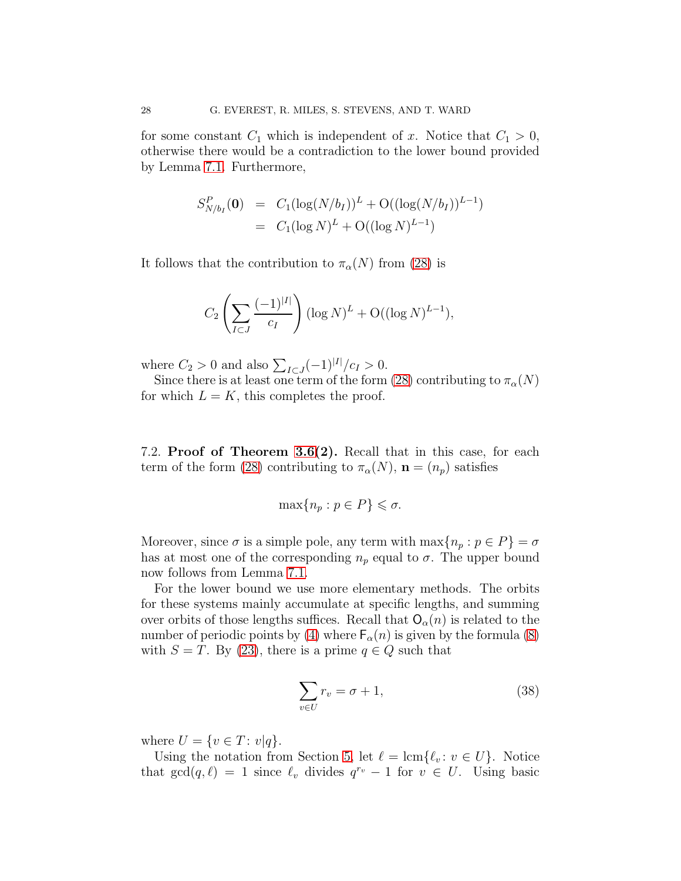for some constant $C_1$ which is independent of $x$. Notice that $C_1 > 0$, otherwise there would be a contradiction to the lower bound provided by Lemma 7.1. Furthermore,

$$
\begin{aligned}
S^P_{N/b_I}(\mathbf{0}) &= C_1(\log(N/b_I))^L + \mathrm{O}((\log(N/b_I))^{L-1}) \\
&= C_1(\log N)^L + \mathrm{O}((\log N)^{L-1})
\end{aligned}
$$

It follows that the contribution to $\pi_\alpha(N)$ from (28) is

$$
C_2\left(\sum_{I\subset J}\frac{(-1)^{|I|}}{c_I}\right)(\log N)^L + \mathrm{O}((\log N)^{L-1}),
$$

where $C_2 > 0$ and also $\sum_{I\subset J}(-1)^{|I|}/c_I > 0$.

Since there is at least one term of the form (28) contributing to $\pi_\alpha(N)$ for which $L = K$, this completes the proof.

7.2. **Proof of Theorem 3.6(2).** Recall that in this case, for each term of the form (28) contributing to $\pi_\alpha(N)$, $\mathbf{n} = (n_p)$ satisfies

$$
\max\{n_p : p \in P\} \leqslant \sigma.
$$

Moreover, since $\sigma$ is a simple pole, any term with $\max\{n_p : p \in P\} = \sigma$ has at most one of the corresponding $n_p$ equal to $\sigma$. The upper bound now follows from Lemma 7.1.

For the lower bound we use more elementary methods. The orbits for these systems mainly accumulate at specific lengths, and summing over orbits of those lengths suffices. Recall that $\mathsf{O}_\alpha(n)$ is related to the number of periodic points by (4) where $\mathsf{F}_\alpha(n)$ is given by the formula (8) with $S = T$. By (23), there is a prime $q \in Q$ such that

$$
\sum_{v\in U} r_v = \sigma + 1, \tag{38}
$$

where $U = \{v \in T \colon v|q\}$.

Using the notation from Section 5, let $\ell = \operatorname{lcm}\{\ell_v \colon v \in U\}$. Notice that $\gcd(q, \ell) = 1$ since $\ell_v$ divides $q^{r_v} - 1$ for $v \in U$. Using basic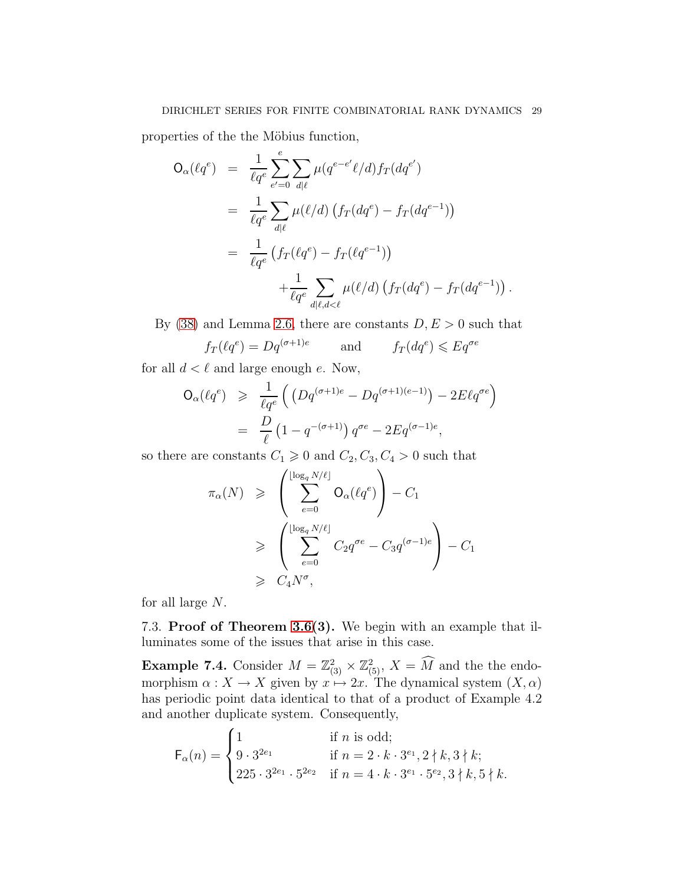properties of the the Möbius function,

$$
\begin{aligned}
\mathsf{O}_\alpha(\ell q^e) &= \frac{1}{\ell q^e}\sum_{e'=0}^{e}\sum_{d\mid\ell}\mu(q^{e-e'}\ell/d)f_T(dq^{e'}) \\
&= \frac{1}{\ell q^e}\sum_{d\mid\ell}\mu(\ell/d)\left(f_T(dq^e)-f_T(dq^{e-1})\right) \\
&= \frac{1}{\ell q^e}\left(f_T(\ell q^e)-f_T(\ell q^{e-1})\right) \\
&\qquad\qquad +\frac{1}{\ell q^e}\sum_{d\mid\ell, d<\ell}\mu(\ell/d)\left(f_T(dq^e)-f_T(dq^{e-1})\right).
\end{aligned}
$$

By (38) and Lemma 2.6, there are constants $D,E>0$ such that

$$
f_T(\ell q^e)=Dq^{(\sigma+1)e} \qquad \text{and} \qquad f_T(dq^e)\leqslant Eq^{\sigma e}
$$

for all $d<\ell$ and large enough $e$. Now,

$$
\begin{aligned}
\mathsf{O}_\alpha(\ell q^e) &\geqslant \frac{1}{\ell q^e}\Big(\left(Dq^{(\sigma+1)e}-Dq^{(\sigma+1)(e-1)}\right)-2E\ell q^{\sigma e}\Big) \\
&= \frac{D}{\ell}\left(1-q^{-(\sigma+1)}\right)q^{\sigma e}-2Eq^{(\sigma-1)e},
\end{aligned}
$$

so there are constants $C_1\geqslant 0$ and $C_2,C_3,C_4>0$ such that

$$
\begin{aligned}
\pi_\alpha(N) &\geqslant \left(\sum_{e=0}^{\lfloor\log_q N/\ell\rfloor}\mathsf{O}_\alpha(\ell q^e)\right)-C_1 \\
&\geqslant \left(\sum_{e=0}^{\lfloor\log_q N/\ell\rfloor}C_2q^{\sigma e}-C_3q^{(\sigma-1)e}\right)-C_1 \\
&\geqslant C_4N^\sigma,
\end{aligned}
$$

for all large $N$.

7.3. **Proof of Theorem 3.6(3).** We begin with an example that illuminates some of the issues that arise in this case.

**Example 7.4.** Consider $M=\mathbb{Z}_{(3)}^2\times\mathbb{Z}_{(5)}^2$, $X=\widehat{M}$ and the the endomorphism $\alpha:X\to X$ given by $x\mapsto 2x$. The dynamical system $(X,\alpha)$ has periodic point data identical to that of a product of Example 4.2 and another duplicate system. Consequently,

$$
\mathsf{F}_\alpha(n)=\begin{cases}1 & \text{if } n \text{ is odd};\\ 9\cdot 3^{2e_1} & \text{if } n=2\cdot k\cdot 3^{e_1}, 2\nmid k, 3\nmid k;\\ 225\cdot 3^{2e_1}\cdot 5^{2e_2} & \text{if } n=4\cdot k\cdot 3^{e_1}\cdot 5^{e_2}, 3\nmid k, 5\nmid k.\end{cases}
$$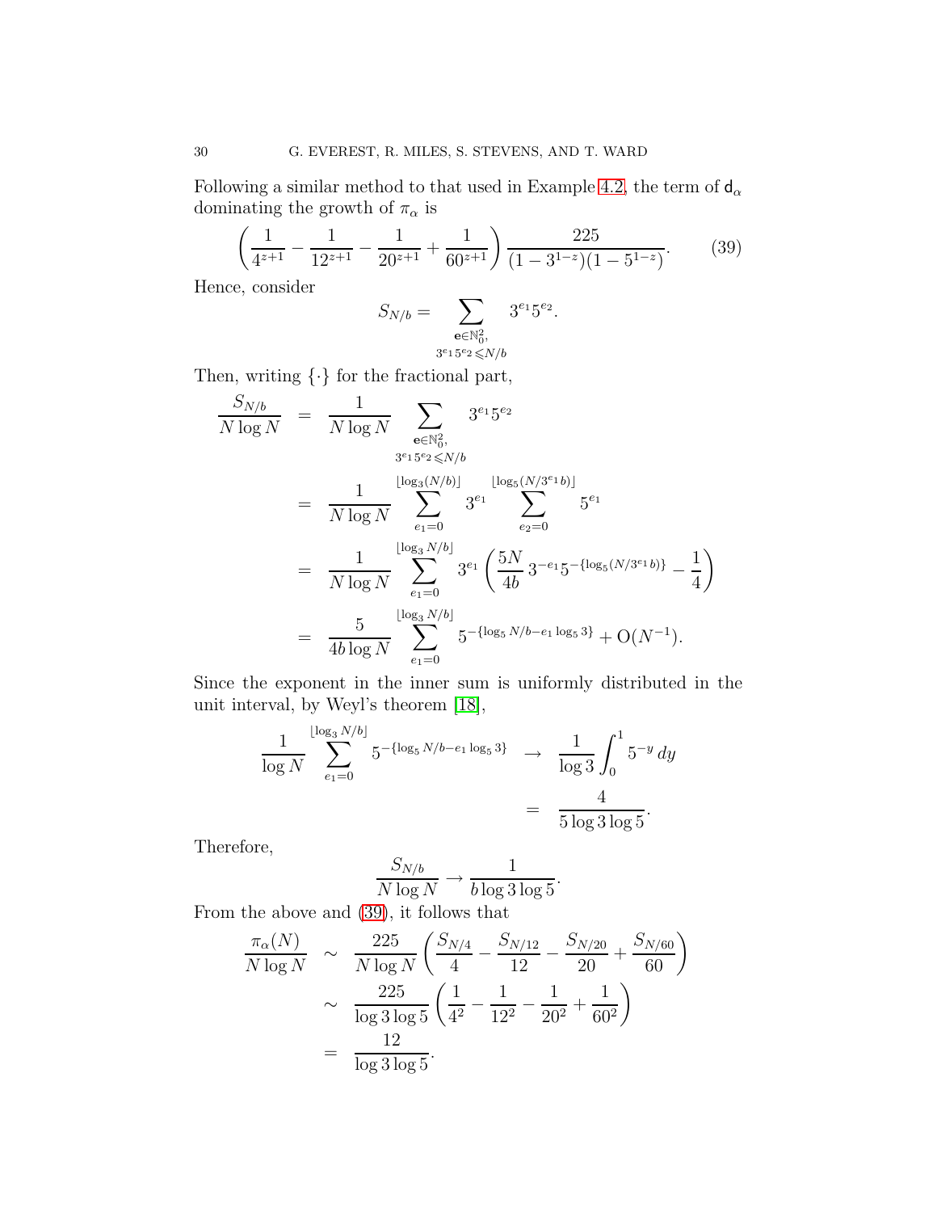Following a similar method to that used in Example 4.2, the term of $\mathsf{d}_\alpha$ dominating the growth of $\pi_\alpha$ is

$$\left(\frac{1}{4^{z+1}} - \frac{1}{12^{z+1}} - \frac{1}{20^{z+1}} + \frac{1}{60^{z+1}}\right)\frac{225}{(1-3^{1-z})(1-5^{1-z})}. \tag{39}$$

Hence, consider

$$S_{N/b} = \sum_{\substack{\mathbf{e}\in\mathbb{N}_0^2,\\ 3^{e_1}5^{e_2}\leqslant N/b}} 3^{e_1}5^{e_2}.$$

Then, writing $\{\cdot\}$ for the fractional part,

$$\begin{aligned}
\frac{S_{N/b}}{N\log N} &= \frac{1}{N\log N}\sum_{\substack{\mathbf{e}\in\mathbb{N}_0^2,\\ 3^{e_1}5^{e_2}\leqslant N/b}} 3^{e_1}5^{e_2}\\
&= \frac{1}{N\log N}\sum_{e_1=0}^{\lfloor\log_3(N/b)\rfloor} 3^{e_1}\sum_{e_2=0}^{\lfloor\log_5(N/3^{e_1}b)\rfloor} 5^{e_1}\\
&= \frac{1}{N\log N}\sum_{e_1=0}^{\lfloor\log_3 N/b\rfloor} 3^{e_1}\left(\frac{5N}{4b}\,3^{-e_1}5^{-\{\log_5(N/3^{e_1}b)\}} - \frac{1}{4}\right)\\
&= \frac{5}{4b\log N}\sum_{e_1=0}^{\lfloor\log_3 N/b\rfloor} 5^{-\{\log_5 N/b - e_1\log_5 3\}} + \mathrm{O}(N^{-1}).
\end{aligned}$$

Since the exponent in the inner sum is uniformly distributed in the unit interval, by Weyl's theorem [18],

$$\begin{aligned}
\frac{1}{\log N}\sum_{e_1=0}^{\lfloor\log_3 N/b\rfloor} 5^{-\{\log_5 N/b - e_1\log_5 3\}} &\to \frac{1}{\log 3}\int_0^1 5^{-y}\,dy\\
&= \frac{4}{5\log 3\log 5}.
\end{aligned}$$

Therefore,

$$\frac{S_{N/b}}{N\log N} \to \frac{1}{b\log 3\log 5}.$$

From the above and (39), it follows that

$$\begin{aligned}
\frac{\pi_\alpha(N)}{N\log N} &\sim \frac{225}{N\log N}\left(\frac{S_{N/4}}{4} - \frac{S_{N/12}}{12} - \frac{S_{N/20}}{20} + \frac{S_{N/60}}{60}\right)\\
&\sim \frac{225}{\log 3\log 5}\left(\frac{1}{4^2} - \frac{1}{12^2} - \frac{1}{20^2} + \frac{1}{60^2}\right)\\
&= \frac{12}{\log 3\log 5}.
\end{aligned}$$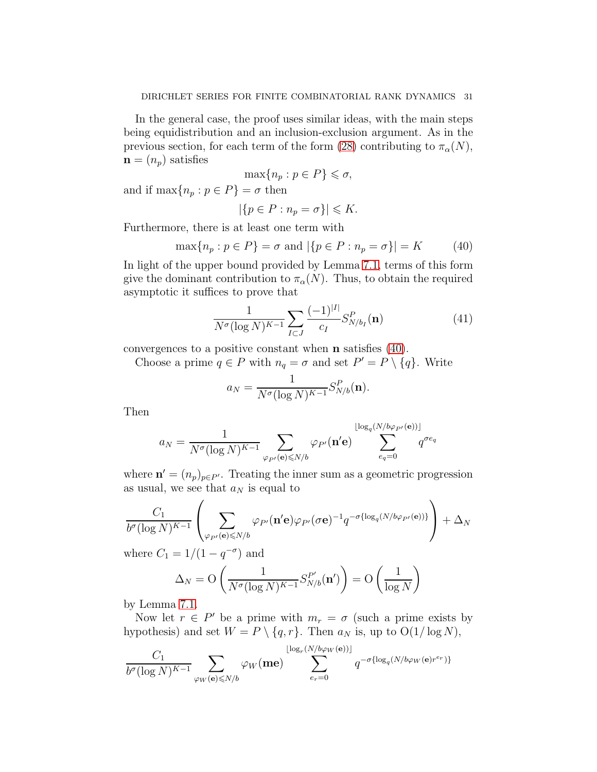In the general case, the proof uses similar ideas, with the main steps being equidistribution and an inclusion-exclusion argument. As in the previous section, for each term of the form (28) contributing to $\pi_\alpha(N)$, $\mathbf{n} = (n_p)$ satisfies

$$\max\{n_p : p \in P\} \leqslant \sigma,$$

and if $\max\{n_p : p \in P\} = \sigma$ then

$$|\{p \in P : n_p = \sigma\}| \leqslant K.$$

Furthermore, there is at least one term with

$$\max\{n_p : p \in P\} = \sigma \text{ and } |\{p \in P : n_p = \sigma\}| = K \tag{40}$$

In light of the upper bound provided by Lemma 7.1, terms of this form give the dominant contribution to $\pi_\alpha(N)$. Thus, to obtain the required asymptotic it suffices to prove that

$$\frac{1}{N^\sigma (\log N)^{K-1}} \sum_{I \subset J} \frac{(-1)^{|I|}}{c_I} S^P_{N/b_I}(\mathbf{n}) \tag{41}$$

convergences to a positive constant when $\mathbf{n}$ satisfies (40).

Choose a prime $q \in P$ with $n_q = \sigma$ and set $P' = P \setminus \{q\}$. Write

$$a_N = \frac{1}{N^\sigma (\log N)^{K-1}} S^P_{N/b}(\mathbf{n}).$$

Then

$$a_N = \frac{1}{N^\sigma (\log N)^{K-1}} \sum_{\varphi_{P'}(\mathbf{e}) \leqslant N/b} \varphi_{P'}(\mathbf{n}'\mathbf{e}) \sum_{e_q=0}^{\lfloor \log_q(N/b\varphi_{P'}(\mathbf{e})) \rfloor} q^{\sigma e_q}$$

where $\mathbf{n}' = (n_p)_{p \in P'}$. Treating the inner sum as a geometric progression as usual, we see that $a_N$ is equal to

$$\frac{C_1}{b^\sigma (\log N)^{K-1}} \left( \sum_{\varphi_{P'}(\mathbf{e}) \leqslant N/b} \varphi_{P'}(\mathbf{n}'\mathbf{e}) \varphi_{P'}(\sigma \mathbf{e})^{-1} q^{-\sigma \{\log_q(N/b\varphi_{P'}(\mathbf{e}))\}} \right) + \Delta_N$$

where $C_1 = 1/(1 - q^{-\sigma})$ and

$$\Delta_N = \mathrm{O}\left( \frac{1}{N^\sigma (\log N)^{K-1}} S^{P'}_{N/b}(\mathbf{n}') \right) = \mathrm{O}\left( \frac{1}{\log N} \right)$$

by Lemma 7.1.

Now let $r \in P'$ be a prime with $m_r = \sigma$ (such a prime exists by hypothesis) and set $W = P \setminus \{q, r\}$. Then $a_N$ is, up to $\mathrm{O}(1/\log N)$,

$$\frac{C_1}{b^\sigma (\log N)^{K-1}} \sum_{\varphi_W(\mathbf{e}) \leqslant N/b} \varphi_W(\mathbf{me}) \sum_{e_r=0}^{\lfloor \log_r(N/b\varphi_W(\mathbf{e})) \rfloor} q^{-\sigma \{\log_q(N/b\varphi_W(\mathbf{e}) r^{e_r})\}}$$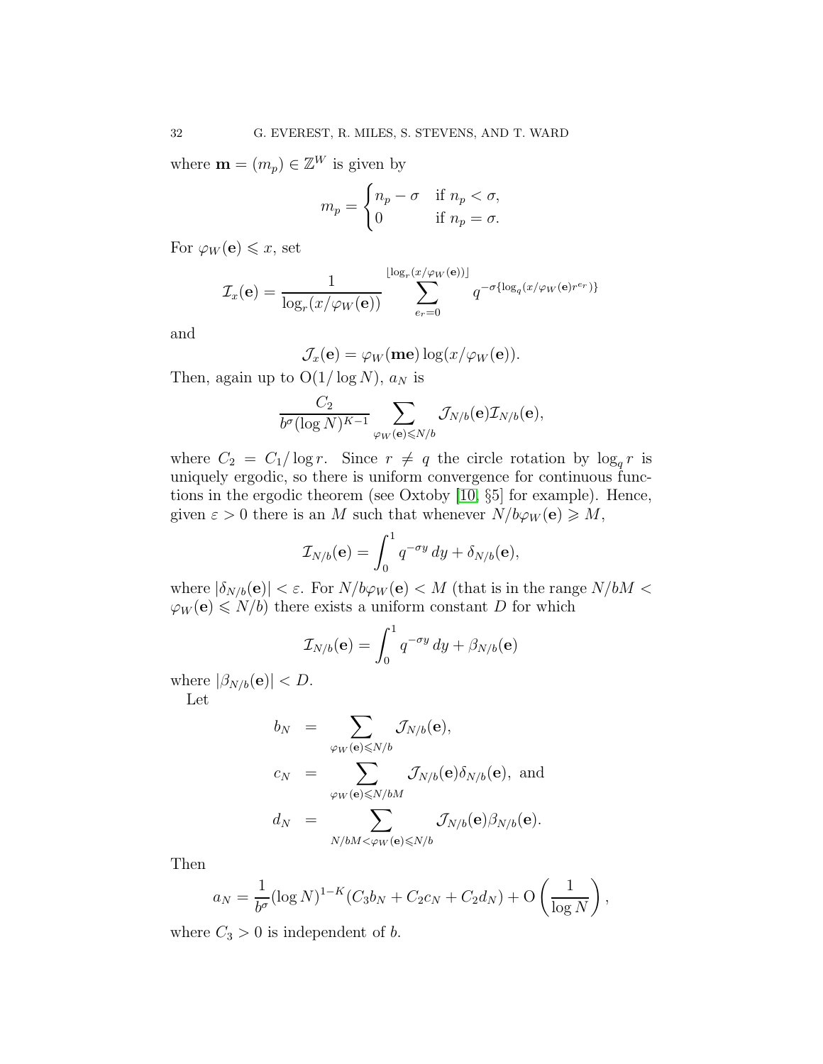where $\mathbf{m} = (m_p) \in \mathbb{Z}^W$ is given by

$$m_p = \begin{cases} n_p - \sigma & \text{if } n_p < \sigma, \\ 0 & \text{if } n_p = \sigma. \end{cases}$$

For $\varphi_W(\mathbf{e}) \leqslant x$, set

$$\mathcal{I}_x(\mathbf{e}) = \frac{1}{\log_r(x/\varphi_W(\mathbf{e}))} \sum_{e_r=0}^{\lfloor \log_r(x/\varphi_W(\mathbf{e})) \rfloor} q^{-\sigma\{\log_q(x/\varphi_W(\mathbf{e})r^{e_r})\}}$$

and

$$\mathcal{J}_x(\mathbf{e}) = \varphi_W(\mathbf{me}) \log(x/\varphi_W(\mathbf{e})).$$

Then, again up to $\mathrm{O}(1/\log N)$, $a_N$ is

$$\frac{C_2}{b^\sigma (\log N)^{K-1}} \sum_{\varphi_W(\mathbf{e}) \leqslant N/b} \mathcal{J}_{N/b}(\mathbf{e}) \mathcal{I}_{N/b}(\mathbf{e}),$$

where $C_2 = C_1/\log r$. Since $r \neq q$ the circle rotation by $\log_q r$ is uniquely ergodic, so there is uniform convergence for continuous functions in the ergodic theorem (see Oxtoby [10, §5] for example). Hence, given $\varepsilon > 0$ there is an $M$ such that whenever $N/b\varphi_W(\mathbf{e}) \geqslant M$,

$$\mathcal{I}_{N/b}(\mathbf{e}) = \int_0^1 q^{-\sigma y}\, dy + \delta_{N/b}(\mathbf{e}),$$

where $|\delta_{N/b}(\mathbf{e})| < \varepsilon$. For $N/b\varphi_W(\mathbf{e}) < M$ (that is in the range $N/bM < \varphi_W(\mathbf{e}) \leqslant N/b$) there exists a uniform constant $D$ for which

$$\mathcal{I}_{N/b}(\mathbf{e}) = \int_0^1 q^{-\sigma y}\, dy + \beta_{N/b}(\mathbf{e})$$

where $|\beta_{N/b}(\mathbf{e})| < D$.

Let

$$\begin{aligned} b_N &= \sum_{\varphi_W(\mathbf{e}) \leqslant N/b} \mathcal{J}_{N/b}(\mathbf{e}), \\ c_N &= \sum_{\varphi_W(\mathbf{e}) \leqslant N/bM} \mathcal{J}_{N/b}(\mathbf{e}) \delta_{N/b}(\mathbf{e}), \text{ and} \\ d_N &= \sum_{N/bM < \varphi_W(\mathbf{e}) \leqslant N/b} \mathcal{J}_{N/b}(\mathbf{e}) \beta_{N/b}(\mathbf{e}). \end{aligned}$$

Then

$$a_N = \frac{1}{b^\sigma} (\log N)^{1-K} (C_3 b_N + C_2 c_N + C_2 d_N) + \mathrm{O}\left(\frac{1}{\log N}\right),$$

where $C_3 > 0$ is independent of $b$.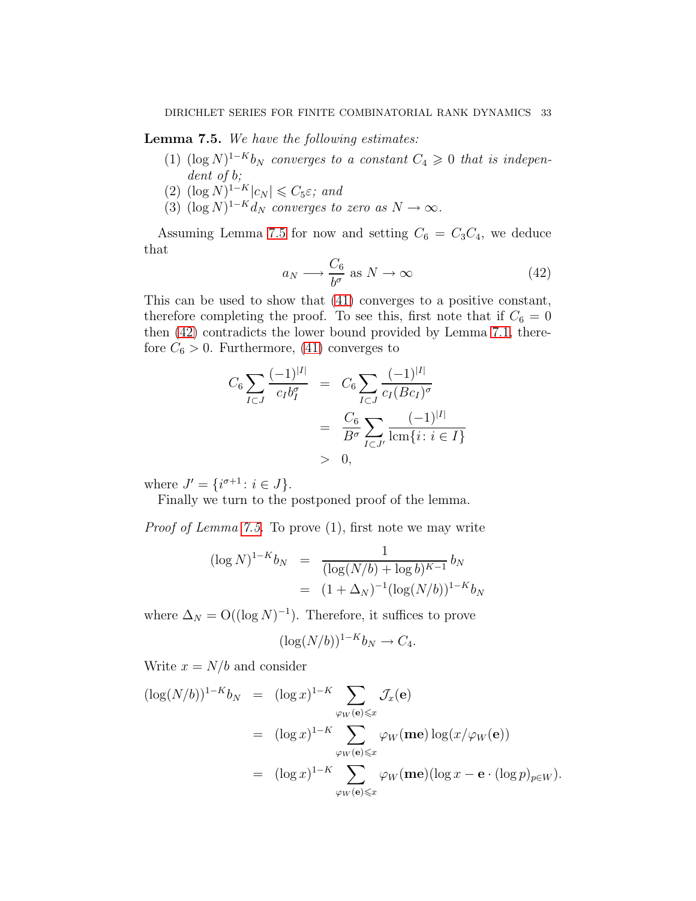**Lemma 7.5.** *We have the following estimates:*

1. $(\log N)^{1-K} b_N$ *converges to a constant* $C_4 \geqslant 0$ *that is independent of* $b$;
2. $(\log N)^{1-K} |c_N| \leqslant C_5 \varepsilon$; *and*
3. $(\log N)^{1-K} d_N$ *converges to zero as* $N \to \infty$.

Assuming Lemma 7.5 for now and setting $C_6 = C_3 C_4$, we deduce that

$$a_N \longrightarrow \frac{C_6}{b^\sigma} \text{ as } N \to \infty \tag{42}$$

This can be used to show that (41) converges to a positive constant, therefore completing the proof. To see this, first note that if $C_6 = 0$ then (42) contradicts the lower bound provided by Lemma 7.1, therefore $C_6 > 0$. Furthermore, (41) converges to

$$\begin{aligned}
C_6 \sum_{I \subset J} \frac{(-1)^{|I|}}{c_I b_I^\sigma} &= C_6 \sum_{I \subset J} \frac{(-1)^{|I|}}{c_I (B c_I)^\sigma} \\
&= \frac{C_6}{B^\sigma} \sum_{I \subset J'} \frac{(-1)^{|I|}}{\operatorname{lcm}\{i \colon i \in I\}} \\
&> 0,
\end{aligned}$$

where $J' = \{i^{\sigma+1} \colon i \in J\}$.

Finally we turn to the postponed proof of the lemma.

*Proof of Lemma 7.5.* To prove (1), first note we may write

$$\begin{aligned}
(\log N)^{1-K} b_N &= \frac{1}{(\log(N/b) + \log b)^{K-1}} \, b_N \\
&= (1 + \Delta_N)^{-1} (\log(N/b))^{1-K} b_N
\end{aligned}$$

where $\Delta_N = \mathrm{O}((\log N)^{-1})$. Therefore, it suffices to prove

$$(\log(N/b))^{1-K} b_N \to C_4.$$

Write $x = N/b$ and consider

$$\begin{aligned}
(\log(N/b))^{1-K} b_N &= (\log x)^{1-K} \sum_{\varphi_W(\mathbf{e}) \leqslant x} \mathcal{J}_x(\mathbf{e}) \\
&= (\log x)^{1-K} \sum_{\varphi_W(\mathbf{e}) \leqslant x} \varphi_W(\mathbf{me}) \log(x / \varphi_W(\mathbf{e})) \\
&= (\log x)^{1-K} \sum_{\varphi_W(\mathbf{e}) \leqslant x} \varphi_W(\mathbf{me}) (\log x - \mathbf{e} \cdot (\log p)_{p \in W}).
\end{aligned}$$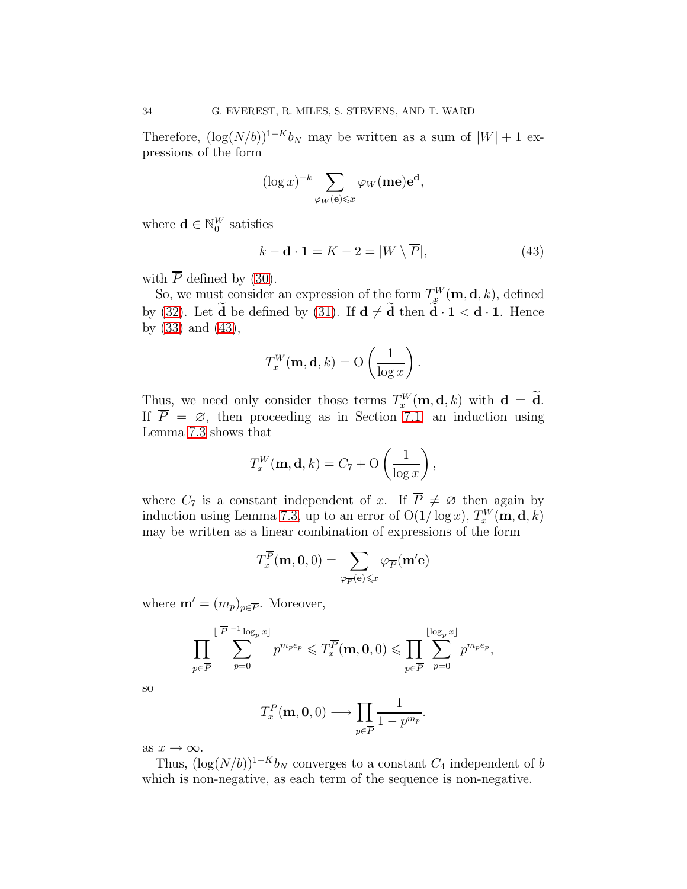Therefore, $(\log(N/b))^{1-K}b_N$ may be written as a sum of $|W|+1$ expressions of the form

$$(\log x)^{-k} \sum_{\varphi_W(\mathbf{e}) \leqslant x} \varphi_W(\mathbf{me})\mathbf{e}^{\mathbf{d}},$$

where $\mathbf{d} \in \mathbb{N}_0^W$ satisfies

$$k - \mathbf{d} \cdot \mathbf{1} = K - 2 = |W \setminus \overline{P}|, \tag{43}$$

with $\overline{P}$ defined by (30).

So, we must consider an expression of the form $T_x^W(\mathbf{m}, \mathbf{d}, k)$, defined by (32). Let $\widetilde{\mathbf{d}}$ be defined by (31). If $\mathbf{d} \neq \widetilde{\mathbf{d}}$ then $\widetilde{\mathbf{d}} \cdot \mathbf{1} < \mathbf{d} \cdot \mathbf{1}$. Hence by (33) and (43),

$$T_x^W(\mathbf{m}, \mathbf{d}, k) = \mathrm{O}\left(\frac{1}{\log x}\right).$$

Thus, we need only consider those terms $T_x^W(\mathbf{m}, \mathbf{d}, k)$ with $\mathbf{d} = \widetilde{\mathbf{d}}$. If $\overline{P} = \varnothing$, then proceeding as in Section 7.1, an induction using Lemma 7.3 shows that

$$T_x^W(\mathbf{m}, \mathbf{d}, k) = C_7 + \mathrm{O}\left(\frac{1}{\log x}\right),$$

where $C_7$ is a constant independent of $x$. If $\overline{P} \neq \varnothing$ then again by induction using Lemma 7.3, up to an error of $\mathrm{O}(1/\log x)$, $T_x^W(\mathbf{m}, \mathbf{d}, k)$ may be written as a linear combination of expressions of the form

$$T_x^{\overline{P}}(\mathbf{m}, \mathbf{0}, 0) = \sum_{\varphi_{\overline{P}}(\mathbf{e}) \leqslant x} \varphi_{\overline{P}}(\mathbf{m}'\mathbf{e})$$

where $\mathbf{m}' = (m_p)_{p \in \overline{P}}$. Moreover,

$$\prod_{p \in \overline{P}} \sum_{p=0}^{\lfloor |\overline{P}|^{-1} \log_p x \rfloor} p^{m_p e_p} \leqslant T_x^{\overline{P}}(\mathbf{m}, \mathbf{0}, 0) \leqslant \prod_{p \in \overline{P}} \sum_{p=0}^{\lfloor \log_p x \rfloor} p^{m_p e_p},$$

so

$$T_x^{\overline{P}}(\mathbf{m}, \mathbf{0}, 0) \longrightarrow \prod_{p \in \overline{P}} \frac{1}{1 - p^{m_p}}.$$

as $x \to \infty$.

Thus, $(\log(N/b))^{1-K}b_N$ converges to a constant $C_4$ independent of $b$ which is non-negative, as each term of the sequence is non-negative.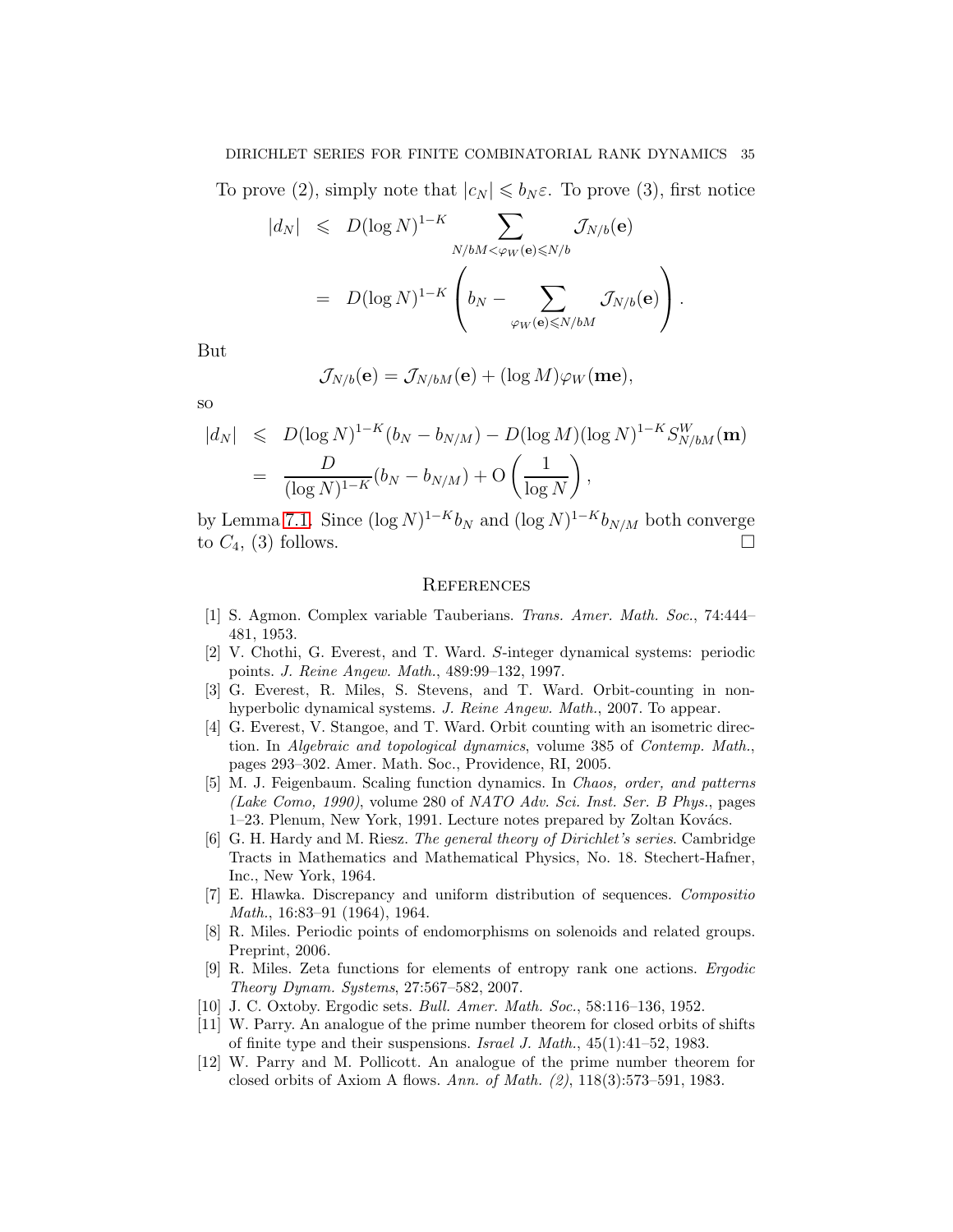To prove (2), simply note that $|c_N| \leqslant b_N \varepsilon$. To prove (3), first notice

$$
\begin{aligned}
|d_N| &\leqslant D(\log N)^{1-K} \sum_{N/bM < \varphi_W(\mathbf{e}) \leqslant N/b} \mathcal{J}_{N/b}(\mathbf{e}) \\
&= D(\log N)^{1-K} \left( b_N - \sum_{\varphi_W(\mathbf{e}) \leqslant N/bM} \mathcal{J}_{N/b}(\mathbf{e}) \right).
\end{aligned}
$$

But

$$
\mathcal{J}_{N/b}(\mathbf{e}) = \mathcal{J}_{N/bM}(\mathbf{e}) + (\log M)\varphi_W(\mathbf{me}),
$$

so

$$
\begin{aligned}
|d_N| &\leqslant D(\log N)^{1-K}(b_N - b_{N/M}) - D(\log M)(\log N)^{1-K} S^W_{N/bM}(\mathbf{m}) \\
&= \frac{D}{(\log N)^{1-K}}(b_N - b_{N/M}) + \mathrm{O}\left(\frac{1}{\log N}\right),
\end{aligned}
$$

by Lemma 7.1. Since $(\log N)^{1-K} b_N$ and $(\log N)^{1-K} b_{N/M}$ both converge to $C_4$, (3) follows. □

## References

[1] S. Agmon. Complex variable Tauberians. *Trans. Amer. Math. Soc.*, 74:444–481, 1953.

[2] V. Chothi, G. Everest, and T. Ward. $S$-integer dynamical systems: periodic points. *J. Reine Angew. Math.*, 489:99–132, 1997.

[3] G. Everest, R. Miles, S. Stevens, and T. Ward. Orbit-counting in non-hyperbolic dynamical systems. *J. Reine Angew. Math.*, 2007. To appear.

[4] G. Everest, V. Stangoe, and T. Ward. Orbit counting with an isometric direction. In *Algebraic and topological dynamics*, volume 385 of *Contemp. Math.*, pages 293–302. Amer. Math. Soc., Providence, RI, 2005.

[5] M. J. Feigenbaum. Scaling function dynamics. In *Chaos, order, and patterns (Lake Como, 1990)*, volume 280 of *NATO Adv. Sci. Inst. Ser. B Phys.*, pages 1–23. Plenum, New York, 1991. Lecture notes prepared by Zoltan Kovács.

[6] G. H. Hardy and M. Riesz. *The general theory of Dirichlet's series*. Cambridge Tracts in Mathematics and Mathematical Physics, No. 18. Stechert-Hafner, Inc., New York, 1964.

[7] E. Hlawka. Discrepancy and uniform distribution of sequences. *Compositio Math.*, 16:83–91 (1964), 1964.

[8] R. Miles. Periodic points of endomorphisms on solenoids and related groups. Preprint, 2006.

[9] R. Miles. Zeta functions for elements of entropy rank one actions. *Ergodic Theory Dynam. Systems*, 27:567–582, 2007.

[10] J. C. Oxtoby. Ergodic sets. *Bull. Amer. Math. Soc.*, 58:116–136, 1952.

[11] W. Parry. An analogue of the prime number theorem for closed orbits of shifts of finite type and their suspensions. *Israel J. Math.*, 45(1):41–52, 1983.

[12] W. Parry and M. Pollicott. An analogue of the prime number theorem for closed orbits of Axiom A flows. *Ann. of Math. (2)*, 118(3):573–591, 1983.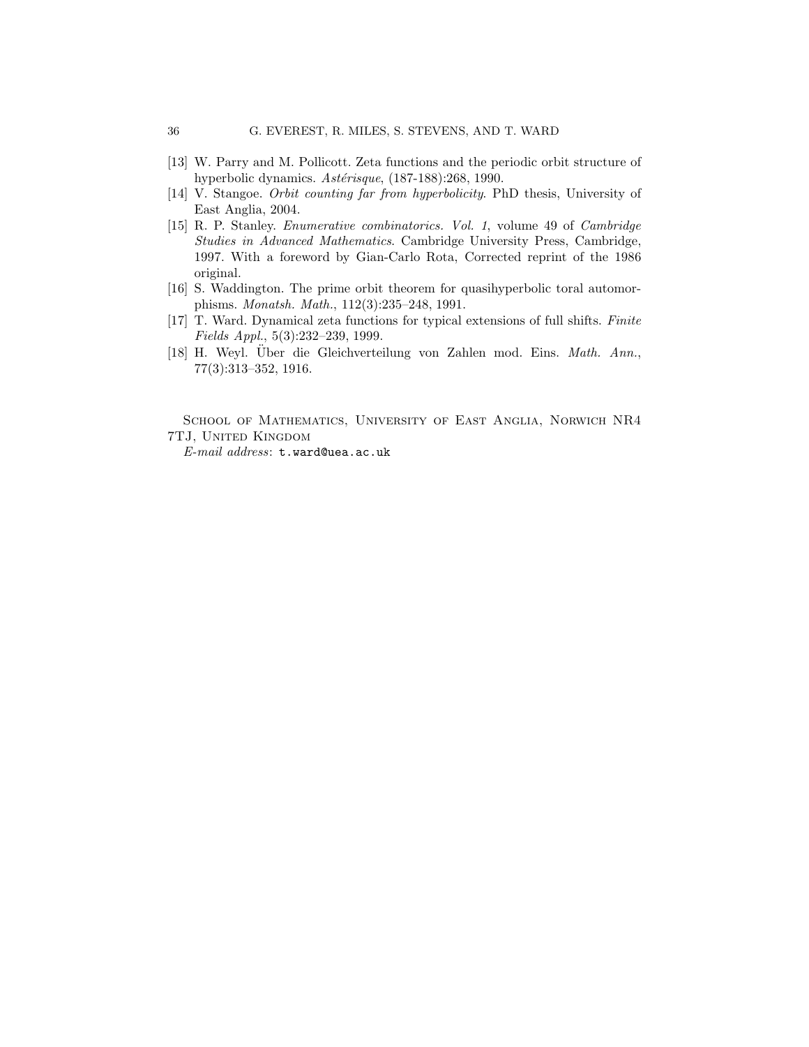[13] W. Parry and M. Pollicott. Zeta functions and the periodic orbit structure of hyperbolic dynamics. *Astérisque*, (187-188):268, 1990.

[14] V. Stangoe. *Orbit counting far from hyperbolicity*. PhD thesis, University of East Anglia, 2004.

[15] R. P. Stanley. *Enumerative combinatorics. Vol. 1*, volume 49 of *Cambridge Studies in Advanced Mathematics*. Cambridge University Press, Cambridge, 1997. With a foreword by Gian-Carlo Rota, Corrected reprint of the 1986 original.

[16] S. Waddington. The prime orbit theorem for quasihyperbolic toral automorphisms. *Monatsh. Math.*, 112(3):235–248, 1991.

[17] T. Ward. Dynamical zeta functions for typical extensions of full shifts. *Finite Fields Appl.*, 5(3):232–239, 1999.

[18] H. Weyl. Über die Gleichverteilung von Zahlen mod. Eins. *Math. Ann.*, 77(3):313–352, 1916.

School of Mathematics, University of East Anglia, Norwich NR4 7TJ, United Kingdom

*E-mail address*: `t.ward@uea.ac.uk`